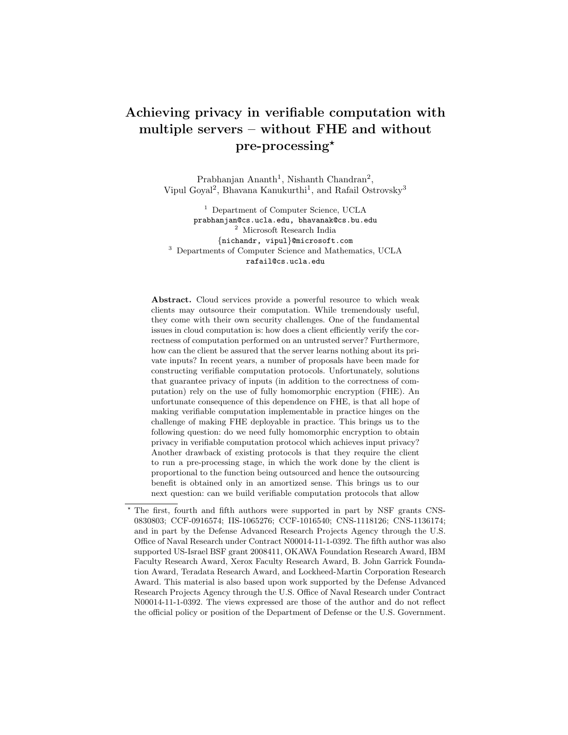# Achieving privacy in verifiable computation with multiple servers – without FHE and without pre-processing*

Prabhanjan Ananth[1], Nishanth Chandran[2], Vipul Goyal[2], Bhavana Kanukurthi[1], and Rafail Ostrovsky[3]

[1] Department of Computer Science, UCLA
prabhanjan@cs.ucla.edu, bhavanak@cs.bu.edu
[2] Microsoft Research India
{nichandr, vipul}@microsoft.com
[3] Departments of Computer Science and Mathematics, UCLA
rafail@cs.ucla.edu

**Abstract.** Cloud services provide a powerful resource to which weak clients may outsource their computation. While tremendously useful, they come with their own security challenges. One of the fundamental issues in cloud computation is: how does a client efficiently verify the correctness of computation performed on an untrusted server? Furthermore, how can the client be assured that the server learns nothing about its private inputs? In recent years, a number of proposals have been made for constructing verifiable computation protocols. Unfortunately, solutions that guarantee privacy of inputs (in addition to the correctness of computation) rely on the use of fully homomorphic encryption (FHE). An unfortunate consequence of this dependence on FHE, is that all hope of making verifiable computation implementable in practice hinges on the challenge of making FHE deployable in practice. This brings us to the following question: do we need fully homomorphic encryption to obtain privacy in verifiable computation protocol which achieves input privacy? Another drawback of existing protocols is that they require the client to run a pre-processing stage, in which the work done by the client is proportional to the function being outsourced and hence the outsourcing benefit is obtained only in an amortized sense. This brings us to our next question: can we build verifiable computation protocols that allow

* The first, fourth and fifth authors were supported in part by NSF grants CNS-0830803; CCF-0916574; IIS-1065276; CCF-1016540; CNS-1118126; CNS-1136174; and in part by the Defense Advanced Research Projects Agency through the U.S. Office of Naval Research under Contract N00014-11-1-0392. The fifth author was also supported US-Israel BSF grant 2008411, OKAWA Foundation Research Award, IBM Faculty Research Award, Xerox Faculty Research Award, B. John Garrick Foundation Award, Teradata Research Award, and Lockheed-Martin Corporation Research Award. This material is also based upon work supported by the Defense Advanced Research Projects Agency through the U.S. Office of Naval Research under Contract N00014-11-1-0392. The views expressed are those of the author and do not reflect the official policy or position of the Department of Defense or the U.S. Government.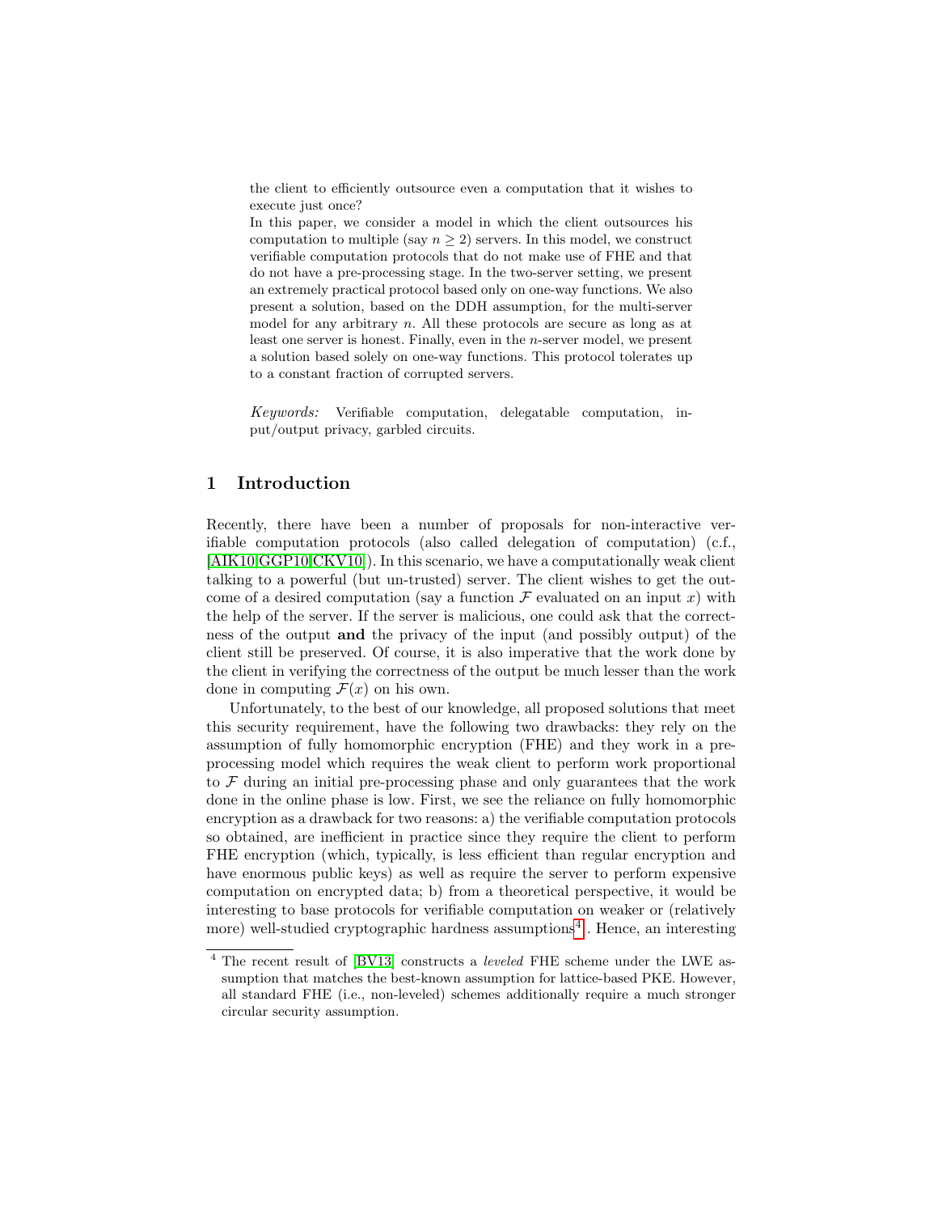the client to efficiently outsource even a computation that it wishes to execute just once?

In this paper, we consider a model in which the client outsources his computation to multiple (say $n \geq 2$) servers. In this model, we construct verifiable computation protocols that do not make use of FHE and that do not have a pre-processing stage. In the two-server setting, we present an extremely practical protocol based only on one-way functions. We also present a solution, based on the DDH assumption, for the multi-server model for any arbitrary $n$. All these protocols are secure as long as at least one server is honest. Finally, even in the $n$-server model, we present a solution based solely on one-way functions. This protocol tolerates up to a constant fraction of corrupted servers.

*Keywords:* Verifiable computation, delegatable computation, input/output privacy, garbled circuits.

## 1 Introduction

Recently, there have been a number of proposals for non-interactive verifiable computation protocols (also called delegation of computation) (c.f., [AIK10,GGP10,CKV10]). In this scenario, we have a computationally weak client talking to a powerful (but un-trusted) server. The client wishes to get the outcome of a desired computation (say a function $\mathcal{F}$ evaluated on an input $x$) with the help of the server. If the server is malicious, one could ask that the correctness of the output **and** the privacy of the input (and possibly output) of the client still be preserved. Of course, it is also imperative that the work done by the client in verifying the correctness of the output be much lesser than the work done in computing $\mathcal{F}(x)$ on his own.

Unfortunately, to the best of our knowledge, all proposed solutions that meet this security requirement, have the following two drawbacks: they rely on the assumption of fully homomorphic encryption (FHE) and they work in a pre-processing model which requires the weak client to perform work proportional to $\mathcal{F}$ during an initial pre-processing phase and only guarantees that the work done in the online phase is low. First, we see the reliance on fully homomorphic encryption as a drawback for two reasons: a) the verifiable computation protocols so obtained, are inefficient in practice since they require the client to perform FHE encryption (which, typically, is less efficient than regular encryption and have enormous public keys) as well as require the server to perform expensive computation on encrypted data; b) from a theoretical perspective, it would be interesting to base protocols for verifiable computation on weaker or (relatively more) well-studied cryptographic hardness assumptions[4]. Hence, an interesting

[4] The recent result of [BV13] constructs a *leveled* FHE scheme under the LWE assumption that matches the best-known assumption for lattice-based PKE. However, all standard FHE (i.e., non-leveled) schemes additionally require a much stronger circular security assumption.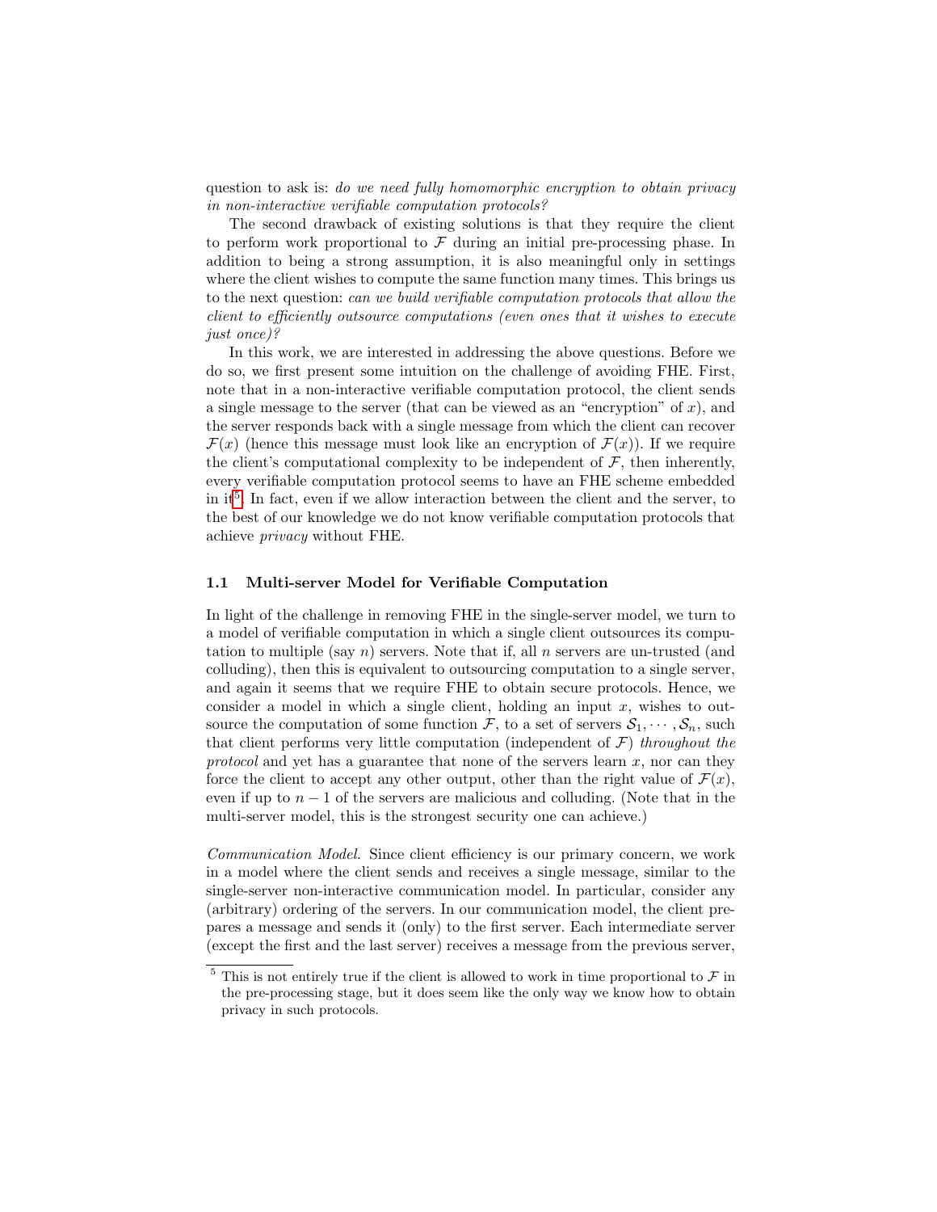question to ask is: *do we need fully homomorphic encryption to obtain privacy in non-interactive verifiable computation protocols?*

The second drawback of existing solutions is that they require the client to perform work proportional to $\mathcal{F}$ during an initial pre-processing phase. In addition to being a strong assumption, it is also meaningful only in settings where the client wishes to compute the same function many times. This brings us to the next question: *can we build verifiable computation protocols that allow the client to efficiently outsource computations (even ones that it wishes to execute just once)?*

In this work, we are interested in addressing the above questions. Before we do so, we first present some intuition on the challenge of avoiding FHE. First, note that in a non-interactive verifiable computation protocol, the client sends a single message to the server (that can be viewed as an "encryption" of $x$), and the server responds back with a single message from which the client can recover $\mathcal{F}(x)$ (hence this message must look like an encryption of $\mathcal{F}(x)$). If we require the client's computational complexity to be independent of $\mathcal{F}$, then inherently, every verifiable computation protocol seems to have an FHE scheme embedded in it[5]. In fact, even if we allow interaction between the client and the server, to the best of our knowledge we do not know verifiable computation protocols that achieve *privacy* without FHE.

### 1.1 Multi-server Model for Verifiable Computation

In light of the challenge in removing FHE in the single-server model, we turn to a model of verifiable computation in which a single client outsources its computation to multiple (say $n$) servers. Note that if, all $n$ servers are un-trusted (and colluding), then this is equivalent to outsourcing computation to a single server, and again it seems that we require FHE to obtain secure protocols. Hence, we consider a model in which a single client, holding an input $x$, wishes to outsource the computation of some function $\mathcal{F}$, to a set of servers $\mathcal{S}_1, \cdots, \mathcal{S}_n$, such that client performs very little computation (independent of $\mathcal{F}$) *throughout the protocol* and yet has a guarantee that none of the servers learn $x$, nor can they force the client to accept any other output, other than the right value of $\mathcal{F}(x)$, even if up to $n-1$ of the servers are malicious and colluding. (Note that in the multi-server model, this is the strongest security one can achieve.)

*Communication Model.* Since client efficiency is our primary concern, we work in a model where the client sends and receives a single message, similar to the single-server non-interactive communication model. In particular, consider any (arbitrary) ordering of the servers. In our communication model, the client prepares a message and sends it (only) to the first server. Each intermediate server (except the first and the last server) receives a message from the previous server,

[5] This is not entirely true if the client is allowed to work in time proportional to $\mathcal{F}$ in the pre-processing stage, but it does seem like the only way we know how to obtain privacy in such protocols.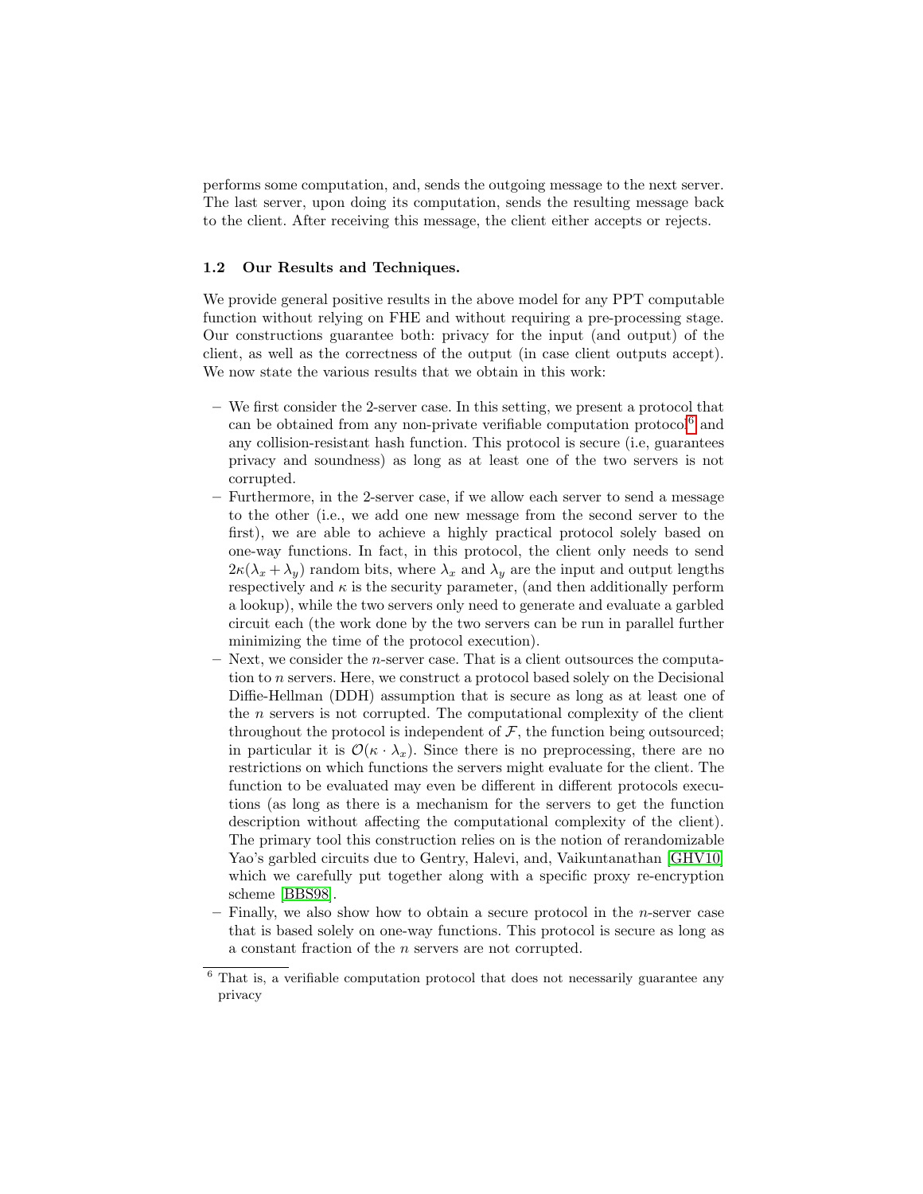performs some computation, and, sends the outgoing message to the next server. The last server, upon doing its computation, sends the resulting message back to the client. After receiving this message, the client either accepts or rejects.

### 1.2 Our Results and Techniques.

We provide general positive results in the above model for any PPT computable function without relying on FHE and without requiring a pre-processing stage. Our constructions guarantee both: privacy for the input (and output) of the client, as well as the correctness of the output (in case client outputs accept). We now state the various results that we obtain in this work:

- We first consider the 2-server case. In this setting, we present a protocol that can be obtained from any non-private verifiable computation protocol[6] and any collision-resistant hash function. This protocol is secure (i.e, guarantees privacy and soundness) as long as at least one of the two servers is not corrupted.
- Furthermore, in the 2-server case, if we allow each server to send a message to the other (i.e., we add one new message from the second server to the first), we are able to achieve a highly practical protocol solely based on one-way functions. In fact, in this protocol, the client only needs to send $2\kappa(\lambda_x + \lambda_y)$ random bits, where $\lambda_x$ and $\lambda_y$ are the input and output lengths respectively and $\kappa$ is the security parameter, (and then additionally perform a lookup), while the two servers only need to generate and evaluate a garbled circuit each (the work done by the two servers can be run in parallel further minimizing the time of the protocol execution).
- Next, we consider the $n$-server case. That is a client outsources the computation to $n$ servers. Here, we construct a protocol based solely on the Decisional Diffie-Hellman (DDH) assumption that is secure as long as at least one of the $n$ servers is not corrupted. The computational complexity of the client throughout the protocol is independent of $\mathcal{F}$, the function being outsourced; in particular it is $\mathcal{O}(\kappa \cdot \lambda_x)$. Since there is no preprocessing, there are no restrictions on which functions the servers might evaluate for the client. The function to be evaluated may even be different in different protocols executions (as long as there is a mechanism for the servers to get the function description without affecting the computational complexity of the client). The primary tool this construction relies on is the notion of rerandomizable Yao's garbled circuits due to Gentry, Halevi, and, Vaikuntanathan [GHV10] which we carefully put together along with a specific proxy re-encryption scheme [BBS98].
- Finally, we also show how to obtain a secure protocol in the $n$-server case that is based solely on one-way functions. This protocol is secure as long as a constant fraction of the $n$ servers are not corrupted.

[6] That is, a verifiable computation protocol that does not necessarily guarantee any privacy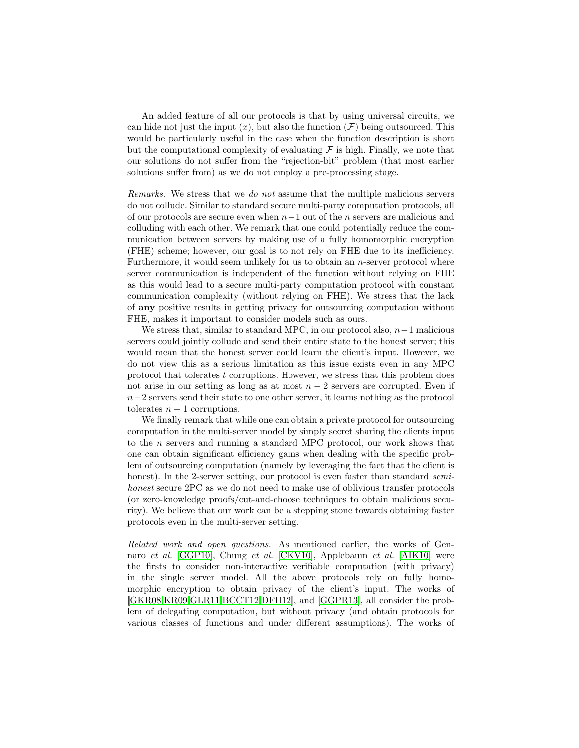An added feature of all our protocols is that by using universal circuits, we can hide not just the input ($x$), but also the function ($\mathcal{F}$) being outsourced. This would be particularly useful in the case when the function description is short but the computational complexity of evaluating $\mathcal{F}$ is high. Finally, we note that our solutions do not suffer from the "rejection-bit" problem (that most earlier solutions suffer from) as we do not employ a pre-processing stage.

*Remarks.* We stress that we *do not* assume that the multiple malicious servers do not collude. Similar to standard secure multi-party computation protocols, all of our protocols are secure even when $n-1$ out of the $n$ servers are malicious and colluding with each other. We remark that one could potentially reduce the communication between servers by making use of a fully homomorphic encryption (FHE) scheme; however, our goal is to not rely on FHE due to its inefficiency. Furthermore, it would seem unlikely for us to obtain an $n$-server protocol where server communication is independent of the function without relying on FHE as this would lead to a secure multi-party computation protocol with constant communication complexity (without relying on FHE). We stress that the lack of **any** positive results in getting privacy for outsourcing computation without FHE, makes it important to consider models such as ours.

We stress that, similar to standard MPC, in our protocol also, $n-1$ malicious servers could jointly collude and send their entire state to the honest server; this would mean that the honest server could learn the client's input. However, we do not view this as a serious limitation as this issue exists even in any MPC protocol that tolerates $t$ corruptions. However, we stress that this problem does not arise in our setting as long as at most $n-2$ servers are corrupted. Even if $n-2$ servers send their state to one other server, it learns nothing as the protocol tolerates $n-1$ corruptions.

We finally remark that while one can obtain a private protocol for outsourcing computation in the multi-server model by simply secret sharing the clients input to the $n$ servers and running a standard MPC protocol, our work shows that one can obtain significant efficiency gains when dealing with the specific problem of outsourcing computation (namely by leveraging the fact that the client is honest). In the 2-server setting, our protocol is even faster than standard *semi-honest* secure 2PC as we do not need to make use of oblivious transfer protocols (or zero-knowledge proofs/cut-and-choose techniques to obtain malicious security). We believe that our work can be a stepping stone towards obtaining faster protocols even in the multi-server setting.

*Related work and open questions.* As mentioned earlier, the works of Gennaro *et al.* [GGP10], Chung *et al.* [CKV10], Applebaum *et al.* [AIK10] were the firsts to consider non-interactive verifiable computation (with privacy) in the single server model. All the above protocols rely on fully homomorphic encryption to obtain privacy of the client's input. The works of [GKR08,KR09,GLR11,BCCT12,DFH12], and [GGPR13], all consider the problem of delegating computation, but without privacy (and obtain protocols for various classes of functions and under different assumptions). The works of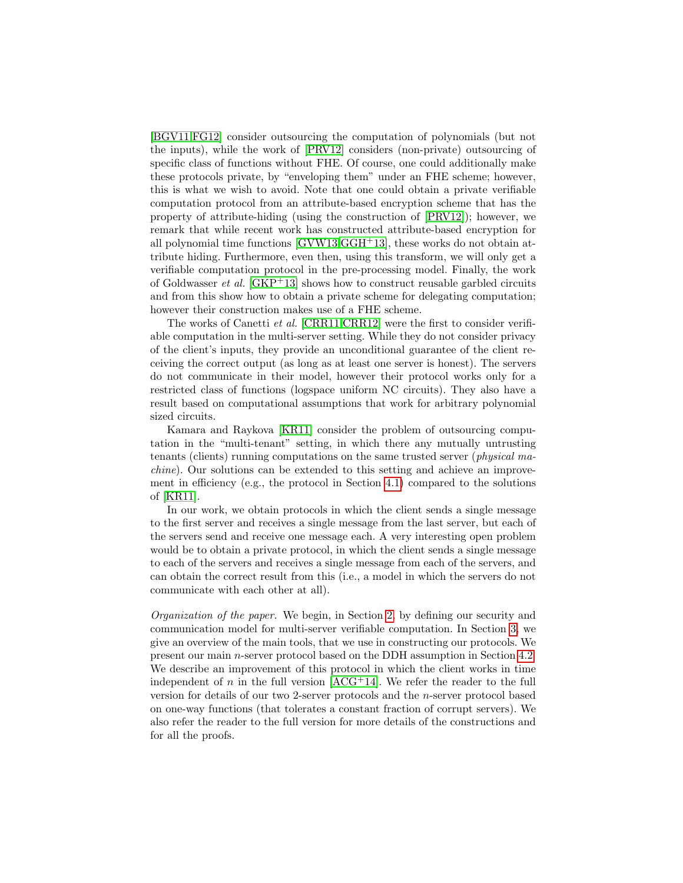[BGV11,FG12] consider outsourcing the computation of polynomials (but not the inputs), while the work of [PRV12] considers (non-private) outsourcing of specific class of functions without FHE. Of course, one could additionally make these protocols private, by "enveloping them" under an FHE scheme; however, this is what we wish to avoid. Note that one could obtain a private verifiable computation protocol from an attribute-based encryption scheme that has the property of attribute-hiding (using the construction of [PRV12]); however, we remark that while recent work has constructed attribute-based encryption for all polynomial time functions [GVW13,GGH+13], these works do not obtain attribute hiding. Furthermore, even then, using this transform, we will only get a verifiable computation protocol in the pre-processing model. Finally, the work of Goldwasser *et al.* [GKP+13] shows how to construct reusable garbled circuits and from this show how to obtain a private scheme for delegating computation; however their construction makes use of a FHE scheme.

The works of Canetti *et al.* [CRR11,CRR12] were the first to consider verifiable computation in the multi-server setting. While they do not consider privacy of the client's inputs, they provide an unconditional guarantee of the client receiving the correct output (as long as at least one server is honest). The servers do not communicate in their model, however their protocol works only for a restricted class of functions (logspace uniform NC circuits). They also have a result based on computational assumptions that work for arbitrary polynomial sized circuits.

Kamara and Raykova [KR11] consider the problem of outsourcing computation in the "multi-tenant" setting, in which there any mutually untrusting tenants (clients) running computations on the same trusted server (*physical machine*). Our solutions can be extended to this setting and achieve an improvement in efficiency (e.g., the protocol in Section 4.1) compared to the solutions of [KR11].

In our work, we obtain protocols in which the client sends a single message to the first server and receives a single message from the last server, but each of the servers send and receive one message each. A very interesting open problem would be to obtain a private protocol, in which the client sends a single message to each of the servers and receives a single message from each of the servers, and can obtain the correct result from this (i.e., a model in which the servers do not communicate with each other at all).

*Organization of the paper.* We begin, in Section 2, by defining our security and communication model for multi-server verifiable computation. In Section 3, we give an overview of the main tools, that we use in constructing our protocols. We present our main $n$-server protocol based on the DDH assumption in Section 4.2. We describe an improvement of this protocol in which the client works in time independent of $n$ in the full version [ACG+14]. We refer the reader to the full version for details of our two 2-server protocols and the $n$-server protocol based on one-way functions (that tolerates a constant fraction of corrupt servers). We also refer the reader to the full version for more details of the constructions and for all the proofs.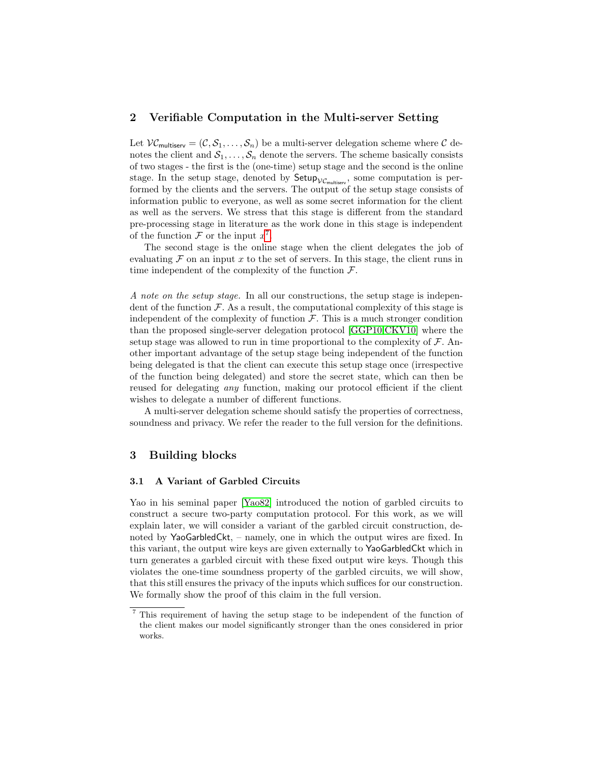## 2 Verifiable Computation in the Multi-server Setting

Let $\mathcal{VC}_{\mathsf{multiserv}} = (\mathcal{C}, \mathcal{S}_1, \ldots, \mathcal{S}_n)$ be a multi-server delegation scheme where $\mathcal{C}$ denotes the client and $\mathcal{S}_1, \ldots, \mathcal{S}_n$ denote the servers. The scheme basically consists of two stages - the first is the (one-time) setup stage and the second is the online stage. In the setup stage, denoted by $\mathsf{Setup}_{\mathcal{VC}_{\mathsf{multiserv}}}$, some computation is performed by the clients and the servers. The output of the setup stage consists of information public to everyone, as well as some secret information for the client as well as the servers. We stress that this stage is different from the standard pre-processing stage in literature as the work done in this stage is independent of the function $\mathcal{F}$ or the input $x$[7].

The second stage is the online stage when the client delegates the job of evaluating $\mathcal{F}$ on an input $x$ to the set of servers. In this stage, the client runs in time independent of the complexity of the function $\mathcal{F}$.

*A note on the setup stage.* In all our constructions, the setup stage is independent of the function $\mathcal{F}$. As a result, the computational complexity of this stage is independent of the complexity of function $\mathcal{F}$. This is a much stronger condition than the proposed single-server delegation protocol [GGP10,CKV10] where the setup stage was allowed to run in time proportional to the complexity of $\mathcal{F}$. Another important advantage of the setup stage being independent of the function being delegated is that the client can execute this setup stage once (irrespective of the function being delegated) and store the secret state, which can then be reused for delegating *any* function, making our protocol efficient if the client wishes to delegate a number of different functions.

A multi-server delegation scheme should satisfy the properties of correctness, soundness and privacy. We refer the reader to the full version for the definitions.

## 3 Building blocks

### 3.1 A Variant of Garbled Circuits

Yao in his seminal paper [Yao82] introduced the notion of garbled circuits to construct a secure two-party computation protocol. For this work, as we will explain later, we will consider a variant of the garbled circuit construction, denoted by $\mathsf{YaoGarbledCkt}$, – namely, one in which the output wires are fixed. In this variant, the output wire keys are given externally to $\mathsf{YaoGarbledCkt}$ which in turn generates a garbled circuit with these fixed output wire keys. Though this violates the one-time soundness property of the garbled circuits, we will show, that this still ensures the privacy of the inputs which suffices for our construction. We formally show the proof of this claim in the full version.

[7] This requirement of having the setup stage to be independent of the function of the client makes our model significantly stronger than the ones considered in prior works.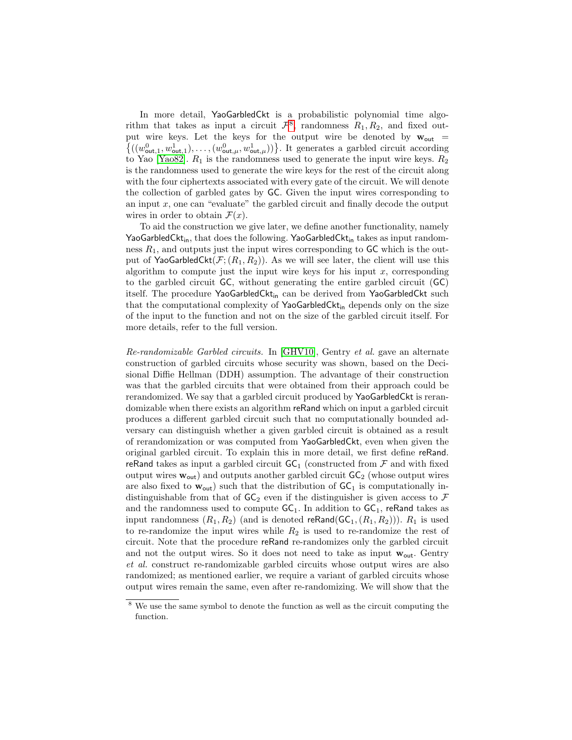In more detail, $\mathsf{YaoGarbledCkt}$ is a probabilistic polynomial time algorithm that takes as input a circuit $\mathcal{F}$[8], randomness $R_1, R_2$, and fixed output wire keys. Let the keys for the output wire be denoted by $\mathbf{w}_{\mathsf{out}} = \{((w^0_{\mathsf{out},1}, w^1_{\mathsf{out},1}), \ldots, (w^0_{\mathsf{out},\mu}, w^1_{\mathsf{out},\mu}))\}$. It generates a garbled circuit according to Yao [Yao82]. $R_1$ is the randomness used to generate the input wire keys. $R_2$ is the randomness used to generate the wire keys for the rest of the circuit along with the four ciphertexts associated with every gate of the circuit. We will denote the collection of garbled gates by $\mathsf{GC}$. Given the input wires corresponding to an input $x$, one can "evaluate" the garbled circuit and finally decode the output wires in order to obtain $\mathcal{F}(x)$.

To aid the construction we give later, we define another functionality, namely $\mathsf{YaoGarbledCkt_{in}}$, that does the following. $\mathsf{YaoGarbledCkt_{in}}$ takes as input randomness $R_1$, and outputs just the input wires corresponding to $\mathsf{GC}$ which is the output of $\mathsf{YaoGarbledCkt}(\mathcal{F}; (R_1, R_2))$. As we will see later, the client will use this algorithm to compute just the input wire keys for his input $x$, corresponding to the garbled circuit $\mathsf{GC}$, without generating the entire garbled circuit ($\mathsf{GC}$) itself. The procedure $\mathsf{YaoGarbledCkt_{in}}$ can be derived from $\mathsf{YaoGarbledCkt}$ such that the computational complexity of $\mathsf{YaoGarbledCkt_{in}}$ depends only on the size of the input to the function and not on the size of the garbled circuit itself. For more details, refer to the full version.

*Re-randomizable Garbled circuits.* In [GHV10], Gentry *et al.* gave an alternate construction of garbled circuits whose security was shown, based on the Decisional Diffie Hellman (DDH) assumption. The advantage of their construction was that the garbled circuits that were obtained from their approach could be rerandomized. We say that a garbled circuit produced by $\mathsf{YaoGarbledCkt}$ is rerandomizable when there exists an algorithm $\mathsf{reRand}$ which on input a garbled circuit produces a different garbled circuit such that no computationally bounded adversary can distinguish whether a given garbled circuit is obtained as a result of rerandomization or was computed from $\mathsf{YaoGarbledCkt}$, even when given the original garbled circuit. To explain this in more detail, we first define $\mathsf{reRand}$. $\mathsf{reRand}$ takes as input a garbled circuit $\mathsf{GC}_1$ (constructed from $\mathcal{F}$ and with fixed output wires $\mathbf{w}_{\mathsf{out}}$) and outputs another garbled circuit $\mathsf{GC}_2$ (whose output wires are also fixed to $\mathbf{w}_{\mathsf{out}}$) such that the distribution of $\mathsf{GC}_1$ is computationally indistinguishable from that of $\mathsf{GC}_2$ even if the distinguisher is given access to $\mathcal{F}$ and the randomness used to compute $\mathsf{GC}_1$. In addition to $\mathsf{GC}_1$, $\mathsf{reRand}$ takes as input randomness $(R_1, R_2)$ (and is denoted $\mathsf{reRand}(\mathsf{GC}_1, (R_1, R_2))$). $R_1$ is used to re-randomize the input wires while $R_2$ is used to re-randomize the rest of circuit. Note that the procedure $\mathsf{reRand}$ re-randomizes only the garbled circuit and not the output wires. So it does not need to take as input $\mathbf{w}_{\mathsf{out}}$. Gentry *et al.* construct re-randomizable garbled circuits whose output wires are also randomized; as mentioned earlier, we require a variant of garbled circuits whose output wires remain the same, even after re-randomizing. We will show that the

[8] We use the same symbol to denote the function as well as the circuit computing the function.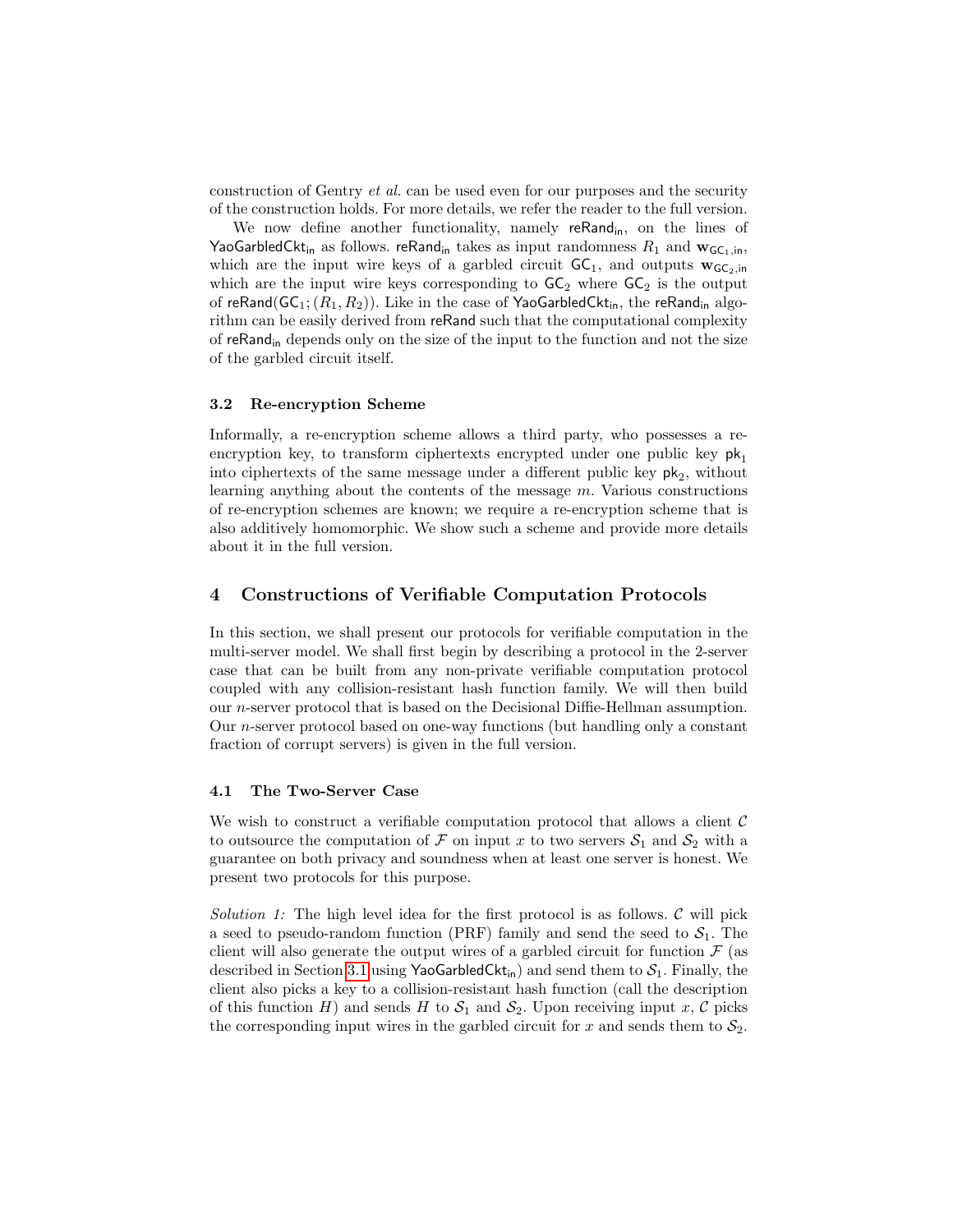construction of Gentry *et al.* can be used even for our purposes and the security of the construction holds. For more details, we refer the reader to the full version.

We now define another functionality, namely $\mathsf{reRand}_{\mathsf{in}}$, on the lines of $\mathsf{YaoGarbledCkt}_{\mathsf{in}}$ as follows. $\mathsf{reRand}_{\mathsf{in}}$ takes as input randomness $R_1$ and $\mathbf{w}_{\mathsf{GC}_1,\mathsf{in}}$, which are the input wire keys of a garbled circuit $\mathsf{GC}_1$, and outputs $\mathbf{w}_{\mathsf{GC}_2,\mathsf{in}}$ which are the input wire keys corresponding to $\mathsf{GC}_2$ where $\mathsf{GC}_2$ is the output of $\mathsf{reRand}(\mathsf{GC}_1; (R_1, R_2))$. Like in the case of $\mathsf{YaoGarbledCkt}_{\mathsf{in}}$, the $\mathsf{reRand}_{\mathsf{in}}$ algorithm can be easily derived from $\mathsf{reRand}$ such that the computational complexity of $\mathsf{reRand}_{\mathsf{in}}$ depends only on the size of the input to the function and not the size of the garbled circuit itself.

### 3.2 Re-encryption Scheme

Informally, a re-encryption scheme allows a third party, who possesses a re-encryption key, to transform ciphertexts encrypted under one public key $\mathsf{pk}_1$ into ciphertexts of the same message under a different public key $\mathsf{pk}_2$, without learning anything about the contents of the message $m$. Various constructions of re-encryption schemes are known; we require a re-encryption scheme that is also additively homomorphic. We show such a scheme and provide more details about it in the full version.

## 4 Constructions of Verifiable Computation Protocols

In this section, we shall present our protocols for verifiable computation in the multi-server model. We shall first begin by describing a protocol in the 2-server case that can be built from any non-private verifiable computation protocol coupled with any collision-resistant hash function family. We will then build our $n$-server protocol that is based on the Decisional Diffie-Hellman assumption. Our $n$-server protocol based on one-way functions (but handling only a constant fraction of corrupt servers) is given in the full version.

### 4.1 The Two-Server Case

We wish to construct a verifiable computation protocol that allows a client $\mathcal{C}$ to outsource the computation of $\mathcal{F}$ on input $x$ to two servers $\mathcal{S}_1$ and $\mathcal{S}_2$ with a guarantee on both privacy and soundness when at least one server is honest. We present two protocols for this purpose.

*Solution 1:* The high level idea for the first protocol is as follows. $\mathcal{C}$ will pick a seed to pseudo-random function (PRF) family and send the seed to $\mathcal{S}_1$. The client will also generate the output wires of a garbled circuit for function $\mathcal{F}$ (as described in Section 3.1 using $\mathsf{YaoGarbledCkt}_{\mathsf{in}}$) and send them to $\mathcal{S}_1$. Finally, the client also picks a key to a collision-resistant hash function (call the description of this function $H$) and sends $H$ to $\mathcal{S}_1$ and $\mathcal{S}_2$. Upon receiving input $x$, $\mathcal{C}$ picks the corresponding input wires in the garbled circuit for $x$ and sends them to $\mathcal{S}_2$.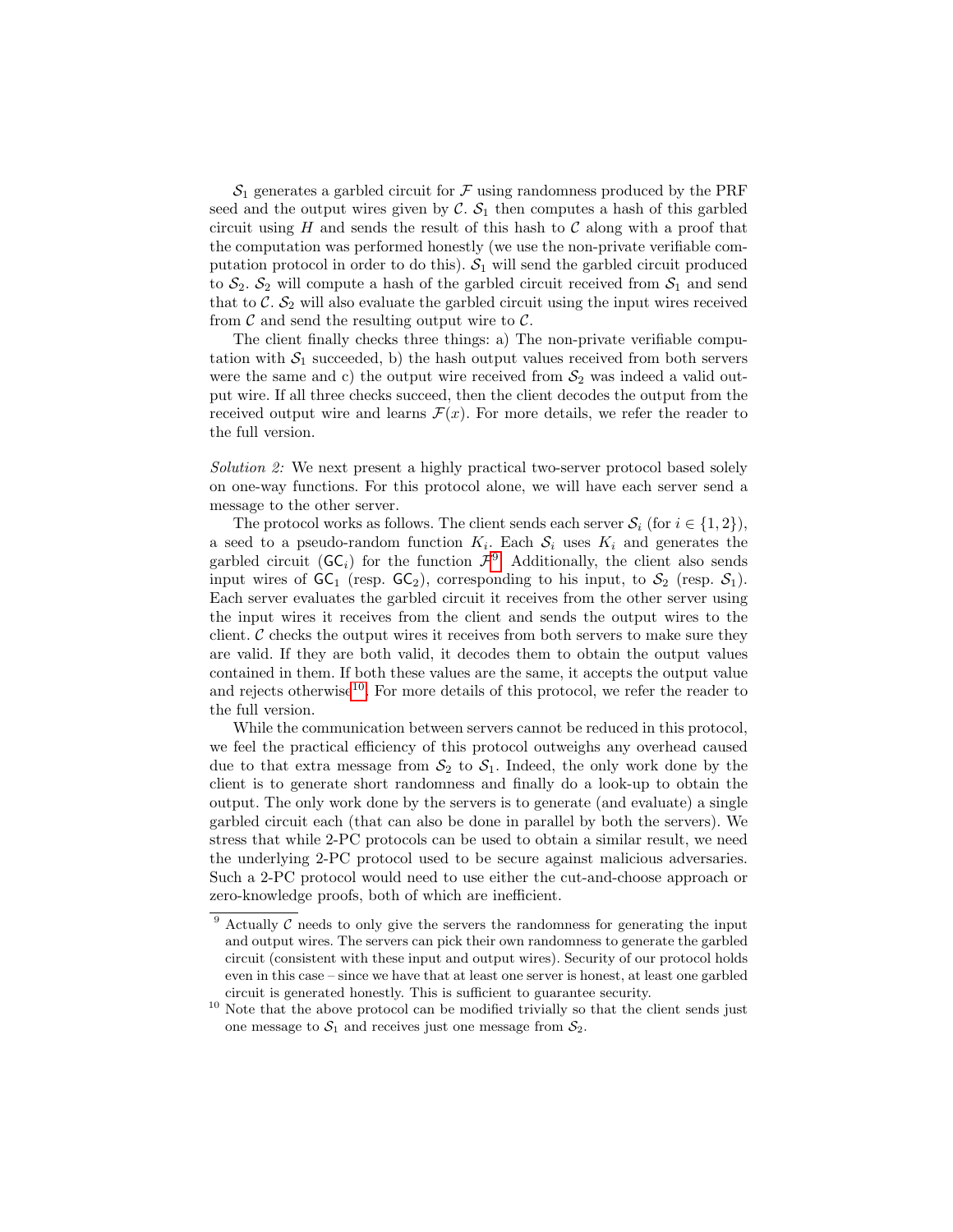$\mathcal{S}_1$ generates a garbled circuit for $\mathcal{F}$ using randomness produced by the PRF seed and the output wires given by $\mathcal{C}$. $\mathcal{S}_1$ then computes a hash of this garbled circuit using $H$ and sends the result of this hash to $\mathcal{C}$ along with a proof that the computation was performed honestly (we use the non-private verifiable computation protocol in order to do this). $\mathcal{S}_1$ will send the garbled circuit produced to $\mathcal{S}_2$. $\mathcal{S}_2$ will compute a hash of the garbled circuit received from $\mathcal{S}_1$ and send that to $\mathcal{C}$. $\mathcal{S}_2$ will also evaluate the garbled circuit using the input wires received from $\mathcal{C}$ and send the resulting output wire to $\mathcal{C}$.

The client finally checks three things: a) The non-private verifiable computation with $\mathcal{S}_1$ succeeded, b) the hash output values received from both servers were the same and c) the output wire received from $\mathcal{S}_2$ was indeed a valid output wire. If all three checks succeed, then the client decodes the output from the received output wire and learns $\mathcal{F}(x)$. For more details, we refer the reader to the full version.

*Solution 2:* We next present a highly practical two-server protocol based solely on one-way functions. For this protocol alone, we will have each server send a message to the other server.

The protocol works as follows. The client sends each server $\mathcal{S}_i$ (for $i \in \{1, 2\}$), a seed to a pseudo-random function $K_i$. Each $\mathcal{S}_i$ uses $K_i$ and generates the garbled circuit ($\mathsf{GC}_i$) for the function $\mathcal{F}$[9]. Additionally, the client also sends input wires of $\mathsf{GC}_1$ (resp. $\mathsf{GC}_2$), corresponding to his input, to $\mathcal{S}_2$ (resp. $\mathcal{S}_1$). Each server evaluates the garbled circuit it receives from the other server using the input wires it receives from the client and sends the output wires to the client. $\mathcal{C}$ checks the output wires it receives from both servers to make sure they are valid. If they are both valid, it decodes them to obtain the output values contained in them. If both these values are the same, it accepts the output value and rejects otherwise[10]. For more details of this protocol, we refer the reader to the full version.

While the communication between servers cannot be reduced in this protocol, we feel the practical efficiency of this protocol outweighs any overhead caused due to that extra message from $\mathcal{S}_2$ to $\mathcal{S}_1$. Indeed, the only work done by the client is to generate short randomness and finally do a look-up to obtain the output. The only work done by the servers is to generate (and evaluate) a single garbled circuit each (that can also be done in parallel by both the servers). We stress that while 2-PC protocols can be used to obtain a similar result, we need the underlying 2-PC protocol used to be secure against malicious adversaries. Such a 2-PC protocol would need to use either the cut-and-choose approach or zero-knowledge proofs, both of which are inefficient.

[9] Actually $\mathcal{C}$ needs to only give the servers the randomness for generating the input and output wires. The servers can pick their own randomness to generate the garbled circuit (consistent with these input and output wires). Security of our protocol holds even in this case – since we have that at least one server is honest, at least one garbled circuit is generated honestly. This is sufficient to guarantee security.

[10] Note that the above protocol can be modified trivially so that the client sends just one message to $\mathcal{S}_1$ and receives just one message from $\mathcal{S}_2$.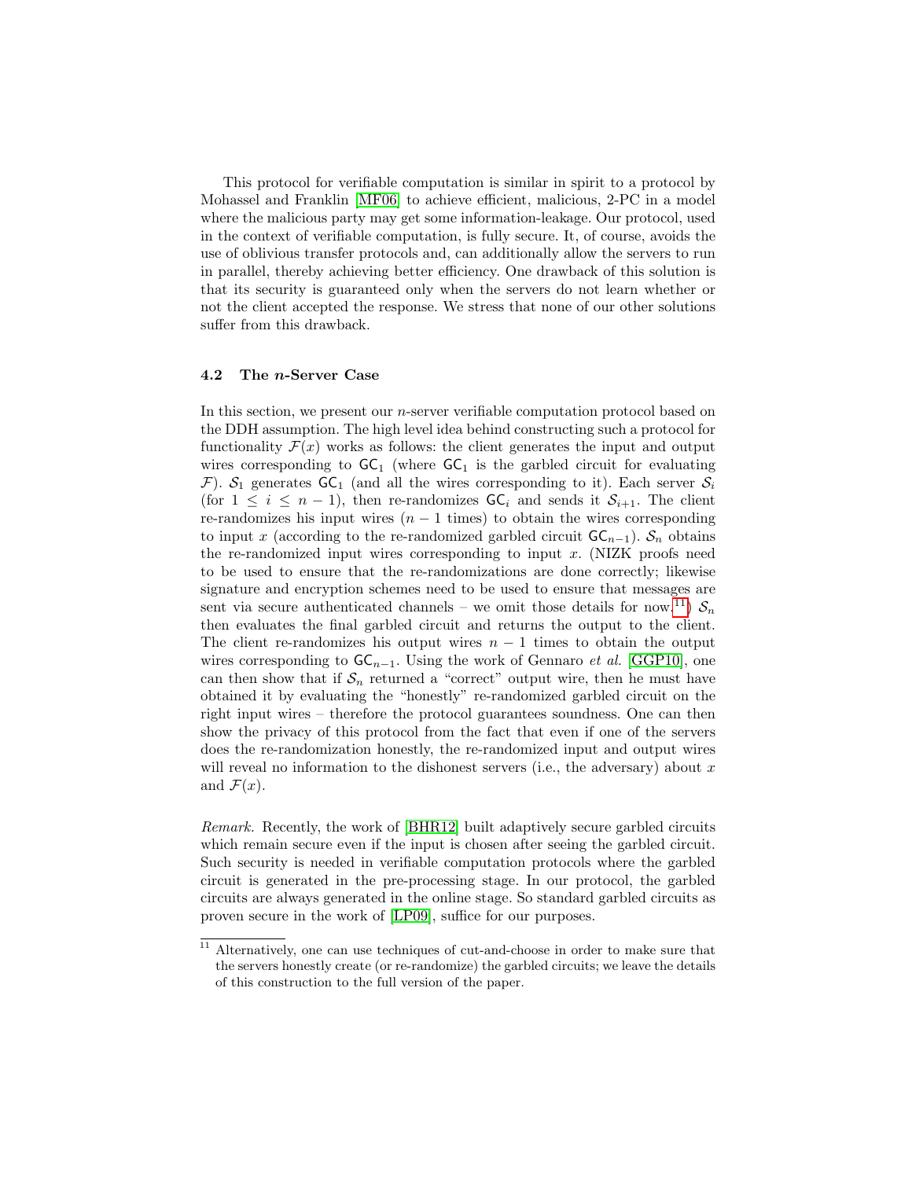This protocol for verifiable computation is similar in spirit to a protocol by Mohassel and Franklin [MF06] to achieve efficient, malicious, 2-PC in a model where the malicious party may get some information-leakage. Our protocol, used in the context of verifiable computation, is fully secure. It, of course, avoids the use of oblivious transfer protocols and, can additionally allow the servers to run in parallel, thereby achieving better efficiency. One drawback of this solution is that its security is guaranteed only when the servers do not learn whether or not the client accepted the response. We stress that none of our other solutions suffer from this drawback.

### 4.2 The $n$-Server Case

In this section, we present our $n$-server verifiable computation protocol based on the DDH assumption. The high level idea behind constructing such a protocol for functionality $\mathcal{F}(x)$ works as follows: the client generates the input and output wires corresponding to $\mathsf{GC}_1$ (where $\mathsf{GC}_1$ is the garbled circuit for evaluating $\mathcal{F}$). $\mathcal{S}_1$ generates $\mathsf{GC}_1$ (and all the wires corresponding to it). Each server $\mathcal{S}_i$ (for $1 \leq i \leq n-1$), then re-randomizes $\mathsf{GC}_i$ and sends it $\mathcal{S}_{i+1}$. The client re-randomizes his input wires ($n-1$ times) to obtain the wires corresponding to input $x$ (according to the re-randomized garbled circuit $\mathsf{GC}_{n-1}$). $\mathcal{S}_n$ obtains the re-randomized input wires corresponding to input $x$. (NIZK proofs need to be used to ensure that the re-randomizations are done correctly; likewise signature and encryption schemes need to be used to ensure that messages are sent via secure authenticated channels – we omit those details for now.[11]) $\mathcal{S}_n$ then evaluates the final garbled circuit and returns the output to the client. The client re-randomizes his output wires $n-1$ times to obtain the output wires corresponding to $\mathsf{GC}_{n-1}$. Using the work of Gennaro *et al.* [GGP10], one can then show that if $\mathcal{S}_n$ returned a "correct" output wire, then he must have obtained it by evaluating the "honestly" re-randomized garbled circuit on the right input wires – therefore the protocol guarantees soundness. One can then show the privacy of this protocol from the fact that even if one of the servers does the re-randomization honestly, the re-randomized input and output wires will reveal no information to the dishonest servers (i.e., the adversary) about $x$ and $\mathcal{F}(x)$.

*Remark.* Recently, the work of [BHR12] built adaptively secure garbled circuits which remain secure even if the input is chosen after seeing the garbled circuit. Such security is needed in verifiable computation protocols where the garbled circuit is generated in the pre-processing stage. In our protocol, the garbled circuits are always generated in the online stage. So standard garbled circuits as proven secure in the work of [LP09], suffice for our purposes.

[11] Alternatively, one can use techniques of cut-and-choose in order to make sure that the servers honestly create (or re-randomize) the garbled circuits; we leave the details of this construction to the full version of the paper.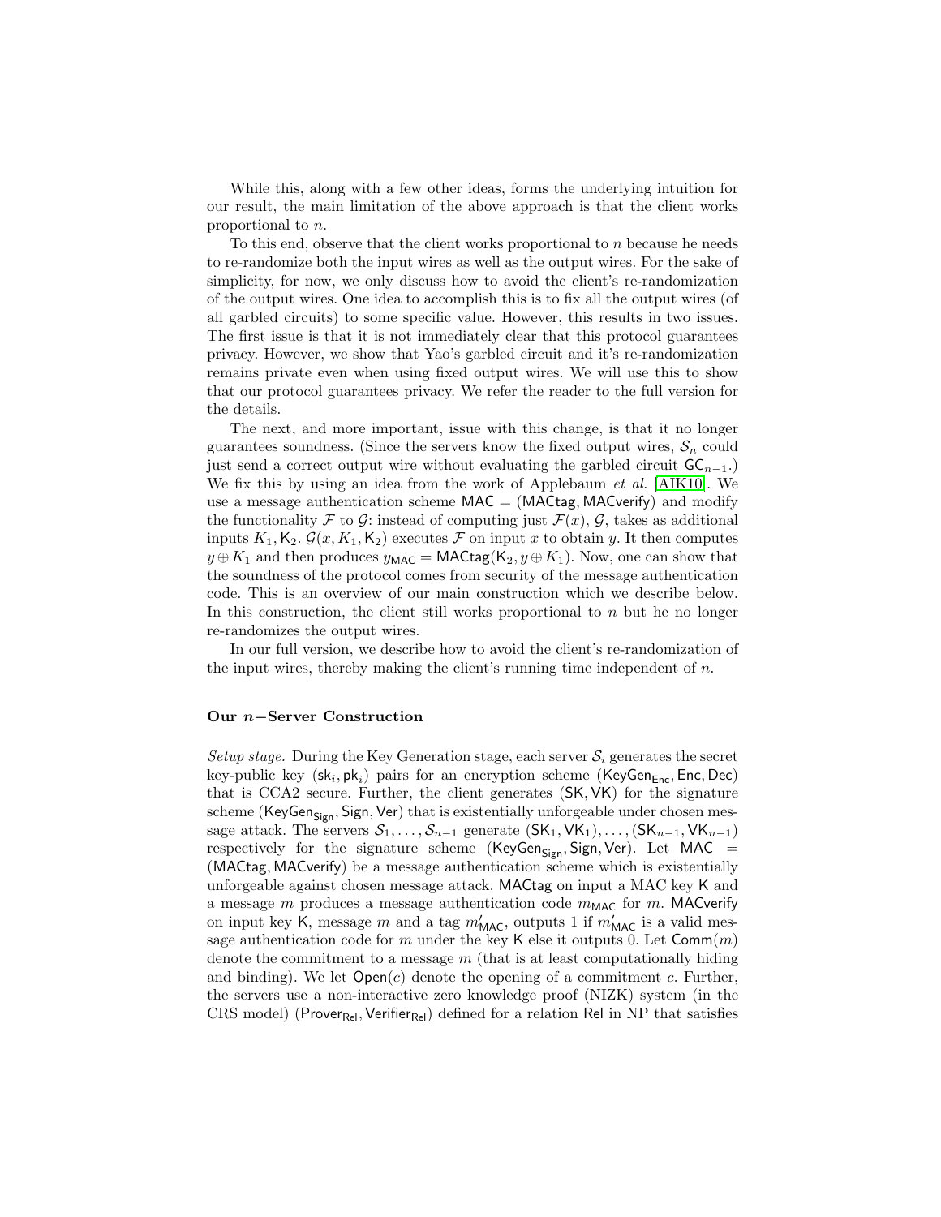While this, along with a few other ideas, forms the underlying intuition for our result, the main limitation of the above approach is that the client works proportional to $n$.

To this end, observe that the client works proportional to $n$ because he needs to re-randomize both the input wires as well as the output wires. For the sake of simplicity, for now, we only discuss how to avoid the client's re-randomization of the output wires. One idea to accomplish this is to fix all the output wires (of all garbled circuits) to some specific value. However, this results in two issues. The first issue is that it is not immediately clear that this protocol guarantees privacy. However, we show that Yao's garbled circuit and it's re-randomization remains private even when using fixed output wires. We will use this to show that our protocol guarantees privacy. We refer the reader to the full version for the details.

The next, and more important, issue with this change, is that it no longer guarantees soundness. (Since the servers know the fixed output wires, $\mathcal{S}_n$ could just send a correct output wire without evaluating the garbled circuit $\mathsf{GC}_{n-1}$.) We fix this by using an idea from the work of Applebaum *et al.* [AIK10]. We use a message authentication scheme $\mathsf{MAC} = (\mathsf{MACtag}, \mathsf{MACverify})$ and modify the functionality $\mathcal{F}$ to $\mathcal{G}$: instead of computing just $\mathcal{F}(x)$, $\mathcal{G}$, takes as additional inputs $K_1, \mathsf{K}_2$. $\mathcal{G}(x, K_1, \mathsf{K}_2)$ executes $\mathcal{F}$ on input $x$ to obtain $y$. It then computes $y \oplus K_1$ and then produces $y_{\mathsf{MAC}} = \mathsf{MACtag}(\mathsf{K}_2, y \oplus K_1)$. Now, one can show that the soundness of the protocol comes from security of the message authentication code. This is an overview of our main construction which we describe below. In this construction, the client still works proportional to $n$ but he no longer re-randomizes the output wires.

In our full version, we describe how to avoid the client's re-randomization of the input wires, thereby making the client's running time independent of $n$.

**Our $n-$Server Construction**

*Setup stage.* During the Key Generation stage, each server $\mathcal{S}_i$ generates the secret key-public key $(\mathsf{sk}_i, \mathsf{pk}_i)$ pairs for an encryption scheme $(\mathsf{KeyGen}_{\mathsf{Enc}}, \mathsf{Enc}, \mathsf{Dec})$ that is CCA2 secure. Further, the client generates $(\mathsf{SK}, \mathsf{VK})$ for the signature scheme $(\mathsf{KeyGen}_{\mathsf{Sign}}, \mathsf{Sign}, \mathsf{Ver})$ that is existentially unforgeable under chosen message attack. The servers $\mathcal{S}_1, \ldots, \mathcal{S}_{n-1}$ generate $(\mathsf{SK}_1, \mathsf{VK}_1), \ldots, (\mathsf{SK}_{n-1}, \mathsf{VK}_{n-1})$ respectively for the signature scheme $(\mathsf{KeyGen}_{\mathsf{Sign}}, \mathsf{Sign}, \mathsf{Ver})$. Let $\mathsf{MAC} = (\mathsf{MACtag}, \mathsf{MACverify})$ be a message authentication scheme which is existentially unforgeable against chosen message attack. $\mathsf{MACtag}$ on input a MAC key $\mathsf{K}$ and a message $m$ produces a message authentication code $m_{\mathsf{MAC}}$ for $m$. $\mathsf{MACverify}$ on input key $\mathsf{K}$, message $m$ and a tag $m'_{\mathsf{MAC}}$, outputs 1 if $m'_{\mathsf{MAC}}$ is a valid message authentication code for $m$ under the key $\mathsf{K}$ else it outputs 0. Let $\mathsf{Comm}(m)$ denote the commitment to a message $m$ (that is at least computationally hiding and binding). We let $\mathsf{Open}(c)$ denote the opening of a commitment $c$. Further, the servers use a non-interactive zero knowledge proof (NIZK) system (in the CRS model) $(\mathsf{Prover}_{\mathsf{Rel}}, \mathsf{Verifier}_{\mathsf{Rel}})$ defined for a relation $\mathsf{Rel}$ in NP that satisfies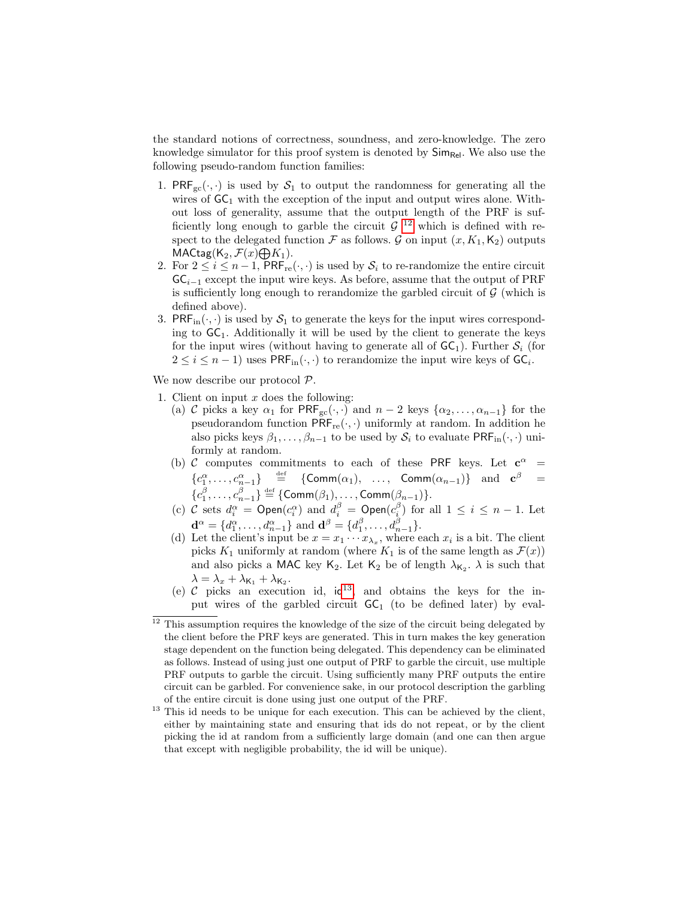the standard notions of correctness, soundness, and zero-knowledge. The zero knowledge simulator for this proof system is denoted by $\mathsf{Sim}_{\mathsf{Rel}}$. We also use the following pseudo-random function families:

1. $\mathsf{PRF}_{\mathrm{gc}}(\cdot,\cdot)$ is used by $\mathcal{S}_1$ to output the randomness for generating all the wires of $\mathsf{GC}_1$ with the exception of the input and output wires alone. Without loss of generality, assume that the output length of the PRF is sufficiently long enough to garble the circuit $\mathcal{G}$ [12] which is defined with respect to the delegated function $\mathcal{F}$ as follows. $\mathcal{G}$ on input $(x, K_1, \mathsf{K}_2)$ outputs $\mathsf{MACtag}(\mathsf{K}_2, \mathcal{F}(x) \bigoplus K_1)$.
2. For $2 \leq i \leq n-1$, $\mathsf{PRF}_{\mathrm{re}}(\cdot,\cdot)$ is used by $\mathcal{S}_i$ to re-randomize the entire circuit $\mathsf{GC}_{i-1}$ except the input wire keys. As before, assume that the output of PRF is sufficiently long enough to rerandomize the garbled circuit of $\mathcal{G}$ (which is defined above).
3. $\mathsf{PRF}_{\mathrm{in}}(\cdot,\cdot)$ is used by $\mathcal{S}_1$ to generate the keys for the input wires corresponding to $\mathsf{GC}_1$. Additionally it will be used by the client to generate the keys for the input wires (without having to generate all of $\mathsf{GC}_1$). Further $\mathcal{S}_i$ (for $2 \leq i \leq n-1$) uses $\mathsf{PRF}_{\mathrm{in}}(\cdot,\cdot)$ to rerandomize the input wire keys of $\mathsf{GC}_i$.

We now describe our protocol $\mathcal{P}$.

1. Client on input $x$ does the following:
   (a) $\mathcal{C}$ picks a key $\alpha_1$ for $\mathsf{PRF}_{\mathrm{gc}}(\cdot,\cdot)$ and $n-2$ keys $\{\alpha_2, \ldots, \alpha_{n-1}\}$ for the pseudorandom function $\mathsf{PRF}_{\mathrm{re}}(\cdot,\cdot)$ uniformly at random. In addition he also picks keys $\beta_1, \ldots, \beta_{n-1}$ to be used by $\mathcal{S}_i$ to evaluate $\mathsf{PRF}_{\mathrm{in}}(\cdot,\cdot)$ uniformly at random.
   (b) $\mathcal{C}$ computes commitments to each of these PRF keys. Let $\mathbf{c}^\alpha = \{c_1^\alpha, \ldots, c_{n-1}^\alpha\} \stackrel{\mathrm{def}}{=} \{\mathsf{Comm}(\alpha_1), \ \ldots, \ \mathsf{Comm}(\alpha_{n-1})\}$ and $\mathbf{c}^\beta = \{c_1^\beta, \ldots, c_{n-1}^\beta\} \stackrel{\mathrm{def}}{=} \{\mathsf{Comm}(\beta_1), \ldots, \mathsf{Comm}(\beta_{n-1})\}$.
   (c) $\mathcal{C}$ sets $d_i^\alpha = \mathsf{Open}(c_i^\alpha)$ and $d_i^\beta = \mathsf{Open}(c_i^\beta)$ for all $1 \leq i \leq n-1$. Let $\mathbf{d}^\alpha = \{d_1^\alpha, \ldots, d_{n-1}^\alpha\}$ and $\mathbf{d}^\beta = \{d_1^\beta, \ldots, d_{n-1}^\beta\}$.
   (d) Let the client's input be $x = x_1 \cdots x_{\lambda_x}$, where each $x_i$ is a bit. The client picks $K_1$ uniformly at random (where $K_1$ is of the same length as $\mathcal{F}(x)$) and also picks a $\mathsf{MAC}$ key $\mathsf{K}_2$. Let $\mathsf{K}_2$ be of length $\lambda_{\mathsf{K}_2}$. $\lambda$ is such that $\lambda = \lambda_x + \lambda_{\mathsf{K}_1} + \lambda_{\mathsf{K}_2}$.
   (e) $\mathcal{C}$ picks an execution id, id[13], and obtains the keys for the input wires of the garbled circuit $\mathsf{GC}_1$ (to be defined later) by eval-

[12] This assumption requires the knowledge of the size of the circuit being delegated by the client before the PRF keys are generated. This in turn makes the key generation stage dependent on the function being delegated. This dependency can be eliminated as follows. Instead of using just one output of PRF to garble the circuit, use multiple PRF outputs to garble the circuit. Using sufficiently many PRF outputs the entire circuit can be garbled. For convenience sake, in our protocol description the garbling of the entire circuit is done using just one output of the PRF.

[13] This id needs to be unique for each execution. This can be achieved by the client, either by maintaining state and ensuring that ids do not repeat, or by the client picking the id at random from a sufficiently large domain (and one can then argue that except with negligible probability, the id will be unique).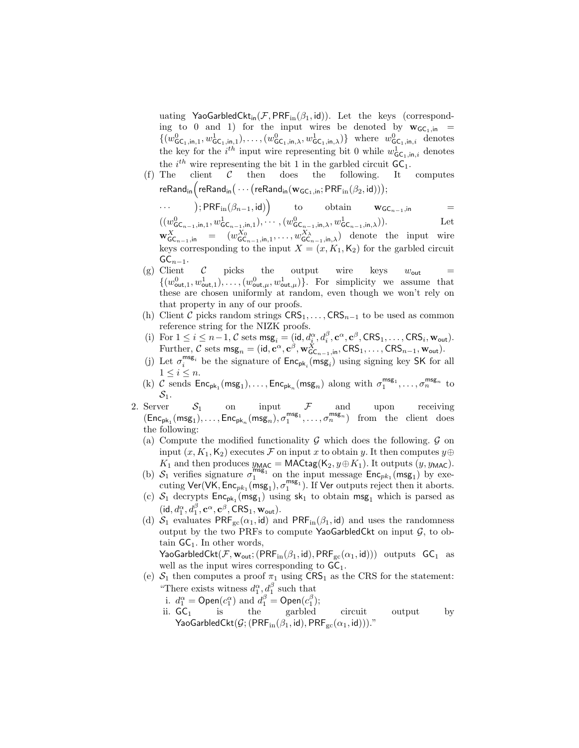uating $\mathsf{YaoGarbledCkt_{in}}(\mathcal{F}, \mathrm{PRF}_{\mathrm{in}}(\beta_1, \mathsf{id}))$. Let the keys (corresponding to 0 and 1) for the input wires be denoted by $\mathbf{w}_{\mathsf{GC}_1,\mathsf{in}} = \{(w^0_{\mathsf{GC}_1,\mathsf{in},1}, w^1_{\mathsf{GC}_1,\mathsf{in},1}), \ldots, (w^0_{\mathsf{GC}_1,\mathsf{in},\lambda}, w^1_{\mathsf{GC}_1,\mathsf{in},\lambda})\}$ where $w^0_{\mathsf{GC}_1,\mathsf{in},i}$ denotes the key for the $i^{th}$ input wire representing bit 0 while $w^1_{\mathsf{GC}_1,\mathsf{in},i}$ denotes the $i^{th}$ wire representing the bit 1 in the garbled circuit $\mathsf{GC}_1$.

(f) The client $\mathcal{C}$ then does the following. It computes $\mathsf{reRand_{in}}\Big(\mathsf{reRand_{in}}\big(\cdots\big(\mathsf{reRand_{in}}(\mathbf{w}_{\mathsf{GC}_1,\mathsf{in}}; \mathrm{PRF}_{\mathrm{in}}(\beta_2, \mathsf{id}))\big);$
$\cdots \quad \big); \mathrm{PRF}_{\mathrm{in}}(\beta_{n-1}, \mathsf{id})\Big)$ to obtain $\mathbf{w}_{\mathsf{GC}_{n-1},\mathsf{in}} = ((w^0_{\mathsf{GC}_{n-1},\mathsf{in},1}, w^1_{\mathsf{GC}_{n-1},\mathsf{in},1}), \cdots, (w^0_{\mathsf{GC}_{n-1},\mathsf{in},\lambda}, w^1_{\mathsf{GC}_{n-1},\mathsf{in},\lambda}))$. Let $\mathbf{w}^X_{\mathsf{GC}_{n-1},\mathsf{in}} = (w^{X_0}_{\mathsf{GC}_{n-1},\mathsf{in},1}, \ldots, w^{X_\lambda}_{\mathsf{GC}_{n-1},\mathsf{in},\lambda})$ denote the input wire keys corresponding to the input $X = (x, K_1, \mathsf{K}_2)$ for the garbled circuit $\mathsf{GC}_{n-1}$.

(g) Client $\mathcal{C}$ picks the output wire keys $w_{\mathsf{out}} = \{(w^0_{\mathsf{out},1}, w^1_{\mathsf{out},1}), \ldots, (w^0_{\mathsf{out},\mu}, w^1_{\mathsf{out},\mu})\}$. For simplicity we assume that these are chosen uniformly at random, even though we won't rely on that property in any of our proofs.

(h) Client $\mathcal{C}$ picks random strings $\mathsf{CRS}_1, \ldots, \mathsf{CRS}_{n-1}$ to be used as common reference string for the NIZK proofs.

(i) For $1 \le i \le n-1$, $\mathcal{C}$ sets $\mathsf{msg}_i = (\mathsf{id}, d^\alpha_i, d^\beta_i, \mathbf{c}^\alpha, \mathbf{c}^\beta, \mathsf{CRS}_1, \ldots, \mathsf{CRS}_i, \mathbf{w}_{\mathsf{out}})$. Further, $\mathcal{C}$ sets $\mathsf{msg}_n = (\mathsf{id}, \mathbf{c}^\alpha, \mathbf{c}^\beta, \mathbf{w}^X_{\mathsf{GC}_{n-1},\mathsf{in}}, \mathsf{CRS}_1, \ldots, \mathsf{CRS}_{n-1}, \mathbf{w}_{\mathsf{out}})$.

(j) Let $\sigma^{\mathsf{msg}_i}_i$ be the signature of $\mathsf{Enc}_{\mathsf{pk}_i}(\mathsf{msg}_i)$ using signing key $\mathsf{SK}$ for all $1 \le i \le n$.

(k) $\mathcal{C}$ sends $\mathsf{Enc}_{\mathsf{pk}_1}(\mathsf{msg}_1), \ldots, \mathsf{Enc}_{\mathsf{pk}_n}(\mathsf{msg}_n)$ along with $\sigma^{\mathsf{msg}_1}_1, \ldots, \sigma^{\mathsf{msg}_n}_n$ to $\mathcal{S}_1$.

2. Server $\mathcal{S}_1$ on input $\mathcal{F}$ and upon receiving $(\mathsf{Enc}_{\mathsf{pk}_1}(\mathsf{msg}_1), \ldots, \mathsf{Enc}_{\mathsf{pk}_n}(\mathsf{msg}_n), \sigma^{\mathsf{msg}_1}_1, \ldots, \sigma^{\mathsf{msg}_n}_n)$ from the client does the following:

(a) Compute the modified functionality $\mathcal{G}$ which does the following. $\mathcal{G}$ on input $(x, K_1, \mathsf{K}_2)$ executes $\mathcal{F}$ on input $x$ to obtain $y$. It then computes $y \oplus K_1$ and then produces $y_{\mathsf{MAC}} = \mathsf{MACtag}(\mathsf{K}_2, y \oplus K_1)$. It outputs $(y, y_{\mathsf{MAC}})$.

(b) $\mathcal{S}_1$ verifies signature $\sigma^{\mathsf{msg}_1}_1$ on the input message $\mathsf{Enc}_{pk_1}(\mathsf{msg}_1)$ by executing $\mathsf{Ver}(\mathsf{VK}, \mathsf{Enc}_{pk_1}(\mathsf{msg}_1), \sigma^{\mathsf{msg}_1}_1)$. If $\mathsf{Ver}$ outputs reject then it aborts.

(c) $\mathcal{S}_1$ decrypts $\mathsf{Enc}_{\mathsf{pk}_1}(\mathsf{msg}_1)$ using $\mathsf{sk}_1$ to obtain $\mathsf{msg}_1$ which is parsed as $(\mathsf{id}, d^\alpha_1, d^\beta_1, \mathbf{c}^\alpha, \mathbf{c}^\beta, \mathsf{CRS}_1, \mathbf{w}_{\mathsf{out}})$.

(d) $\mathcal{S}_1$ evaluates $\mathrm{PRF}_{\mathrm{gc}}(\alpha_1, \mathsf{id})$ and $\mathrm{PRF}_{\mathrm{in}}(\beta_1, \mathsf{id})$ and uses the randomness output by the two PRFs to compute $\mathsf{YaoGarbledCkt}$ on input $\mathcal{G}$, to obtain $\mathsf{GC}_1$. In other words,
$\mathsf{YaoGarbledCkt}(\mathcal{F}, \mathbf{w}_{\mathsf{out}}; (\mathrm{PRF}_{\mathrm{in}}(\beta_1, \mathsf{id}), \mathrm{PRF}_{\mathrm{gc}}(\alpha_1, \mathsf{id})))$ outputs $\mathsf{GC}_1$ as well as the input wires corresponding to $\mathsf{GC}_1$.

(e) $\mathcal{S}_1$ then computes a proof $\pi_1$ using $\mathsf{CRS}_1$ as the CRS for the statement: "There exists witness $d^\alpha_1, d^\beta_1$ such that
   i. $d^\alpha_1 = \mathsf{Open}(c^\alpha_1)$ and $d^\beta_1 = \mathsf{Open}(c^\beta_1)$;
   ii. $\mathsf{GC}_1$ is the garbled circuit output by $\mathsf{YaoGarbledCkt}(\mathcal{G}; (\mathrm{PRF}_{\mathrm{in}}(\beta_1, \mathsf{id}), \mathrm{PRF}_{\mathrm{gc}}(\alpha_1, \mathsf{id})))$."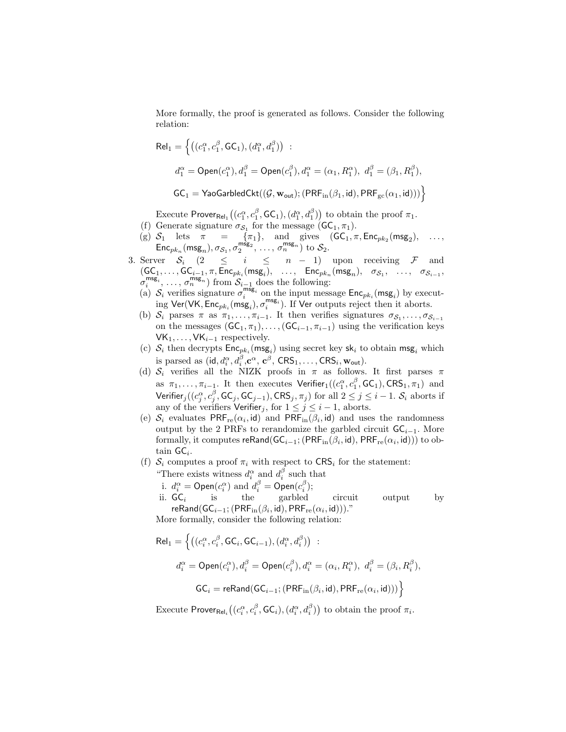More formally, the proof is generated as follows. Consider the following relation:

$$\mathsf{Rel}_1 = \Big\{ \big( (c_1^\alpha, c_1^\beta, \mathsf{GC}_1), (d_1^\alpha, d_1^\beta) \big) \;:$$

$$d_1^\alpha = \mathsf{Open}(c_1^\alpha), d_1^\beta = \mathsf{Open}(c_1^\beta), d_1^\alpha = (\alpha_1, R_1^\alpha),\; d_1^\beta = (\beta_1, R_1^\beta),$$

$$\mathsf{GC}_1 = \mathsf{YaoGarbledCkt}((\mathcal{G}, \mathbf{w}_{\mathsf{out}}); (\mathsf{PRF}_{\mathrm{in}}(\beta_1, \mathsf{id}), \mathsf{PRF}_{\mathrm{gc}}(\alpha_1, \mathsf{id}))) \Big\}$$

Execute $\mathsf{Prover}_{\mathsf{Rel}_1}\big((c_1^\alpha, c_1^\beta, \mathsf{GC}_1), (d_1^\alpha, d_1^\beta)\big)$ to obtain the proof $\pi_1$.

(f) Generate signature $\sigma_{\mathcal{S}_1}$ for the message $(\mathsf{GC}_1, \pi_1)$.

(g) $\mathcal{S}_1$ lets $\pi = \{\pi_1\}$, and gives $(\mathsf{GC}_1, \pi, \mathsf{Enc}_{pk_2}(\mathsf{msg}_2), \ldots, \mathsf{Enc}_{pk_n}(\mathsf{msg}_n), \sigma_{\mathcal{S}_1}, \sigma_2^{\mathsf{msg}_2}, \ldots, \sigma_n^{\mathsf{msg}_n})$ to $\mathcal{S}_2$.

3. Server $\mathcal{S}_i$ $(2 \leq i \leq n-1)$ upon receiving $\mathcal{F}$ and $(\mathsf{GC}_1, \ldots, \mathsf{GC}_{i-1}, \pi, \mathsf{Enc}_{pk_i}(\mathsf{msg}_i), \ldots, \mathsf{Enc}_{pk_n}(\mathsf{msg}_n), \sigma_{\mathcal{S}_1}, \ldots, \sigma_{\mathcal{S}_{i-1}}, \sigma_i^{\mathsf{msg}_i}, \ldots, \sigma_n^{\mathsf{msg}_n})$ from $\mathcal{S}_{i-1}$ does the following:
   (a) $\mathcal{S}_i$ verifies signature $\sigma_i^{\mathsf{msg}_i}$ on the input message $\mathsf{Enc}_{pk_i}(\mathsf{msg}_i)$ by executing $\mathsf{Ver}(\mathsf{VK}, \mathsf{Enc}_{pk_i}(\mathsf{msg}_i), \sigma_i^{\mathsf{msg}_i})$. If $\mathsf{Ver}$ outputs reject then it aborts.
   (b) $\mathcal{S}_i$ parses $\pi$ as $\pi_1, \ldots, \pi_{i-1}$. It then verifies signatures $\sigma_{\mathcal{S}_1}, \ldots, \sigma_{\mathcal{S}_{i-1}}$ on the messages $(\mathsf{GC}_1, \pi_1), \ldots, (\mathsf{GC}_{i-1}, \pi_{i-1})$ using the verification keys $\mathsf{VK}_1, \ldots, \mathsf{VK}_{i-1}$ respectively.
   (c) $\mathcal{S}_i$ then decrypts $\mathsf{Enc}_{pk_i}(\mathsf{msg}_i)$ using secret key $\mathsf{sk}_i$ to obtain $\mathsf{msg}_i$ which is parsed as $(\mathsf{id}, d_i^\alpha, d_i^\beta, \mathbf{c}^\alpha, \mathbf{c}^\beta, \mathsf{CRS}_1, \ldots, \mathsf{CRS}_i, \mathbf{w}_{\mathsf{out}})$.
   (d) $\mathcal{S}_i$ verifies all the NIZK proofs in $\pi$ as follows. It first parses $\pi$ as $\pi_1, \ldots, \pi_{i-1}$. It then executes $\mathsf{Verifier}_1((c_1^\alpha, c_1^\beta, \mathsf{GC}_1), \mathsf{CRS}_1, \pi_1)$ and $\mathsf{Verifier}_j((c_j^\alpha, c_j^\beta, \mathsf{GC}_j, \mathsf{GC}_{j-1}), \mathsf{CRS}_j, \pi_j)$ for all $2 \leq j \leq i-1$. $\mathcal{S}_i$ aborts if any of the verifiers $\mathsf{Verifier}_j$, for $1 \leq j \leq i-1$, aborts.
   (e) $\mathcal{S}_i$ evaluates $\mathsf{PRF}_{\mathrm{re}}(\alpha_i, \mathsf{id})$ and $\mathsf{PRF}_{\mathrm{in}}(\beta_i, \mathsf{id})$ and uses the randomness output by the 2 PRFs to rerandomize the garbled circuit $\mathsf{GC}_{i-1}$. More formally, it computes $\mathsf{reRand}(\mathsf{GC}_{i-1}; (\mathsf{PRF}_{\mathrm{in}}(\beta_i, \mathsf{id}), \mathsf{PRF}_{\mathrm{re}}(\alpha_i, \mathsf{id})))$ to obtain $\mathsf{GC}_i$.
   (f) $\mathcal{S}_i$ computes a proof $\pi_i$ with respect to $\mathsf{CRS}_i$ for the statement:
   "There exists witness $d_i^\alpha$ and $d_i^\beta$ such that
      i. $d_i^\alpha = \mathsf{Open}(c_i^\alpha)$ and $d_i^\beta = \mathsf{Open}(c_i^\beta)$;
      ii. $\mathsf{GC}_i$ is the garbled circuit output by $\mathsf{reRand}(\mathsf{GC}_{i-1}; (\mathsf{PRF}_{\mathrm{in}}(\beta_i, \mathsf{id}), \mathsf{PRF}_{\mathrm{re}}(\alpha_i, \mathsf{id})))$."

   More formally, consider the following relation:

$$\mathsf{Rel}_1 = \Big\{ \big( (c_i^\alpha, c_i^\beta, \mathsf{GC}_i, \mathsf{GC}_{i-1}), (d_i^\alpha, d_i^\beta) \big) \;:$$

$$d_i^\alpha = \mathsf{Open}(c_i^\alpha), d_i^\beta = \mathsf{Open}(c_i^\beta), d_i^\alpha = (\alpha_i, R_i^\alpha),\; d_i^\beta = (\beta_i, R_i^\beta),$$

$$\mathsf{GC}_i = \mathsf{reRand}(\mathsf{GC}_{i-1}; (\mathsf{PRF}_{\mathrm{in}}(\beta_i, \mathsf{id}), \mathsf{PRF}_{\mathrm{re}}(\alpha_i, \mathsf{id}))) \Big\}$$

   Execute $\mathsf{Prover}_{\mathsf{Rel}_i}\big((c_i^\alpha, c_i^\beta, \mathsf{GC}_i), (d_i^\alpha, d_i^\beta)\big)$ to obtain the proof $\pi_i$.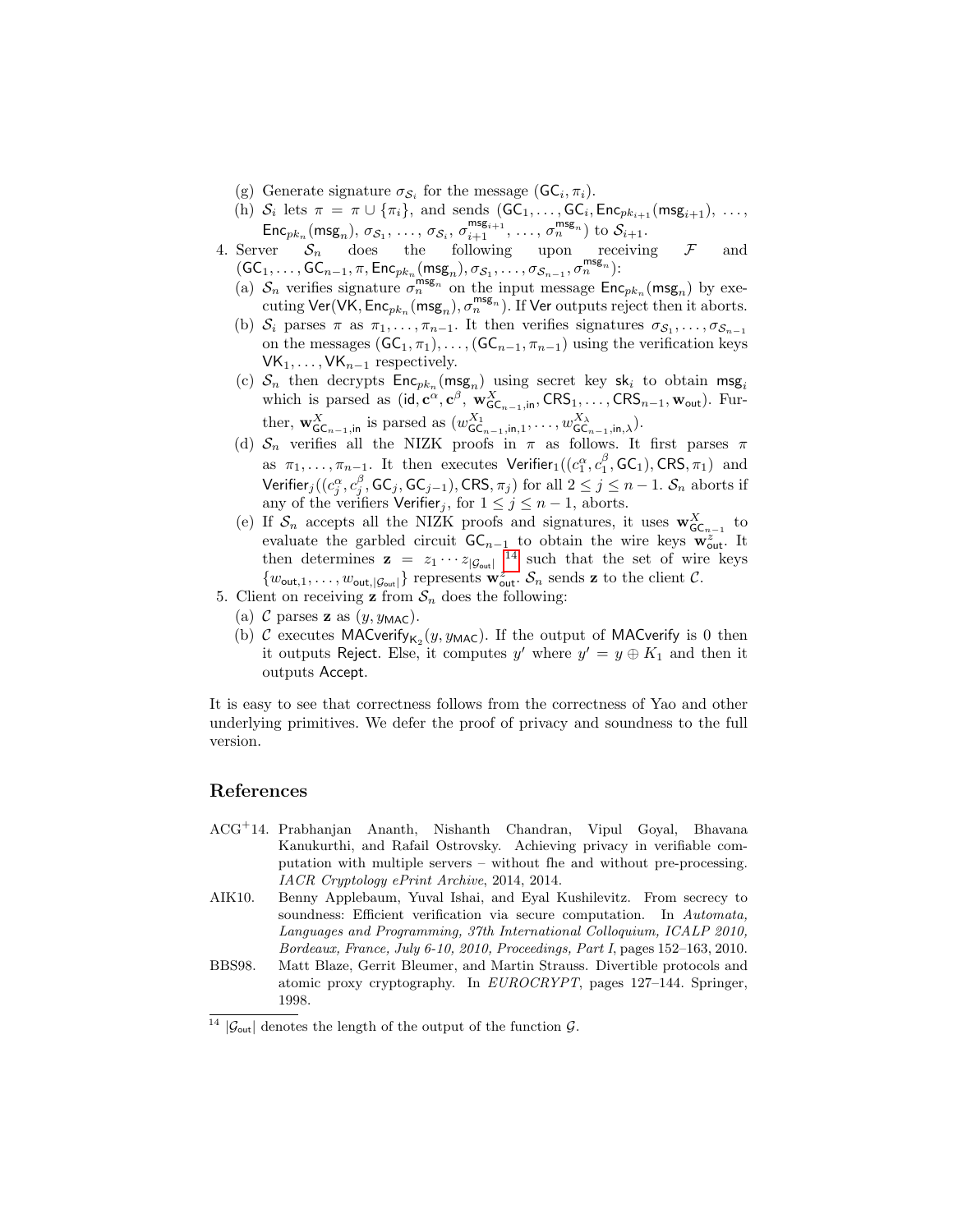(g) Generate signature $\sigma_{\mathcal{S}_i}$ for the message $(\mathsf{GC}_i, \pi_i)$.

(h) $\mathcal{S}_i$ lets $\pi = \pi \cup \{\pi_i\}$, and sends $(\mathsf{GC}_1, \ldots, \mathsf{GC}_i, \mathsf{Enc}_{pk_{i+1}}(\mathsf{msg}_{i+1}), \ldots, \mathsf{Enc}_{pk_n}(\mathsf{msg}_n), \sigma_{\mathcal{S}_1}, \ldots, \sigma_{\mathcal{S}_i}, \sigma_{i+1}^{\mathsf{msg}_{i+1}}, \ldots, \sigma_n^{\mathsf{msg}_n})$ to $\mathcal{S}_{i+1}$.

4. Server $\mathcal{S}_n$ does the following upon receiving $\mathcal{F}$ and $(\mathsf{GC}_1, \ldots, \mathsf{GC}_{n-1}, \pi, \mathsf{Enc}_{pk_n}(\mathsf{msg}_n), \sigma_{\mathcal{S}_1}, \ldots, \sigma_{\mathcal{S}_{n-1}}, \sigma_n^{\mathsf{msg}_n})$:
   (a) $\mathcal{S}_n$ verifies signature $\sigma_n^{\mathsf{msg}_n}$ on the input message $\mathsf{Enc}_{pk_n}(\mathsf{msg}_n)$ by executing $\mathsf{Ver}(\mathsf{VK}, \mathsf{Enc}_{pk_n}(\mathsf{msg}_n), \sigma_n^{\mathsf{msg}_n})$. If $\mathsf{Ver}$ outputs reject then it aborts.
   (b) $\mathcal{S}_i$ parses $\pi$ as $\pi_1, \ldots, \pi_{n-1}$. It then verifies signatures $\sigma_{\mathcal{S}_1}, \ldots, \sigma_{\mathcal{S}_{n-1}}$ on the messages $(\mathsf{GC}_1, \pi_1), \ldots, (\mathsf{GC}_{n-1}, \pi_{n-1})$ using the verification keys $\mathsf{VK}_1, \ldots, \mathsf{VK}_{n-1}$ respectively.
   (c) $\mathcal{S}_n$ then decrypts $\mathsf{Enc}_{pk_n}(\mathsf{msg}_n)$ using secret key $\mathsf{sk}_i$ to obtain $\mathsf{msg}_i$ which is parsed as $(\mathsf{id}, \mathbf{c}^\alpha, \mathbf{c}^\beta, \mathbf{w}^X_{\mathsf{GC}_{n-1},\mathsf{in}}, \mathsf{CRS}_1, \ldots, \mathsf{CRS}_{n-1}, \mathbf{w}_{\mathsf{out}})$. Further, $\mathbf{w}^X_{\mathsf{GC}_{n-1},\mathsf{in}}$ is parsed as $(w^{X_1}_{\mathsf{GC}_{n-1},\mathsf{in},1}, \ldots, w^{X_\lambda}_{\mathsf{GC}_{n-1},\mathsf{in},\lambda})$.
   (d) $\mathcal{S}_n$ verifies all the NIZK proofs in $\pi$ as follows. It first parses $\pi$ as $\pi_1, \ldots, \pi_{n-1}$. It then executes $\mathsf{Verifier}_1((c_1^\alpha, c_1^\beta, \mathsf{GC}_1), \mathsf{CRS}, \pi_1)$ and $\mathsf{Verifier}_j((c_j^\alpha, c_j^\beta, \mathsf{GC}_j, \mathsf{GC}_{j-1}), \mathsf{CRS}, \pi_j)$ for all $2 \le j \le n-1$. $\mathcal{S}_n$ aborts if any of the verifiers $\mathsf{Verifier}_j$, for $1 \le j \le n-1$, aborts.
   (e) If $\mathcal{S}_n$ accepts all the NIZK proofs and signatures, it uses $\mathbf{w}^X_{\mathsf{GC}_{n-1}}$ to evaluate the garbled circuit $\mathsf{GC}_{n-1}$ to obtain the wire keys $\mathbf{w}^z_{\mathsf{out}}$. It then determines $\mathbf{z} = z_1 \cdots z_{|\mathcal{G}_{\mathsf{out}}|}$ [14] such that the set of wire keys $\{w_{\mathsf{out},1}, \ldots, w_{\mathsf{out},|\mathcal{G}_{\mathsf{out}}|}\}$ represents $\mathbf{w}^z_{\mathsf{out}}$. $\mathcal{S}_n$ sends $\mathbf{z}$ to the client $\mathcal{C}$.

5. Client on receiving $\mathbf{z}$ from $\mathcal{S}_n$ does the following:
   (a) $\mathcal{C}$ parses $\mathbf{z}$ as $(y, y_{\mathsf{MAC}})$.
   (b) $\mathcal{C}$ executes $\mathsf{MACverify}_{\mathsf{K}_2}(y, y_{\mathsf{MAC}})$. If the output of $\mathsf{MACverify}$ is 0 then it outputs $\mathsf{Reject}$. Else, it computes $y'$ where $y' = y \oplus K_1$ and then it outputs $\mathsf{Accept}$.

It is easy to see that correctness follows from the correctness of Yao and other underlying primitives. We defer the proof of privacy and soundness to the full version.

## References

ACG+14. Prabhanjan Ananth, Nishanth Chandran, Vipul Goyal, Bhavana Kanukurthi, and Rafail Ostrovsky. Achieving privacy in verifiable computation with multiple servers – without fhe and without pre-processing. *IACR Cryptology ePrint Archive*, 2014, 2014.

AIK10. Benny Applebaum, Yuval Ishai, and Eyal Kushilevitz. From secrecy to soundness: Efficient verification via secure computation. In *Automata, Languages and Programming, 37th International Colloquium, ICALP 2010, Bordeaux, France, July 6-10, 2010, Proceedings, Part I*, pages 152–163, 2010.

BBS98. Matt Blaze, Gerrit Bleumer, and Martin Strauss. Divertible protocols and atomic proxy cryptography. In *EUROCRYPT*, pages 127–144. Springer, 1998.

[14] $|\mathcal{G}_{\mathsf{out}}|$ denotes the length of the output of the function $\mathcal{G}$.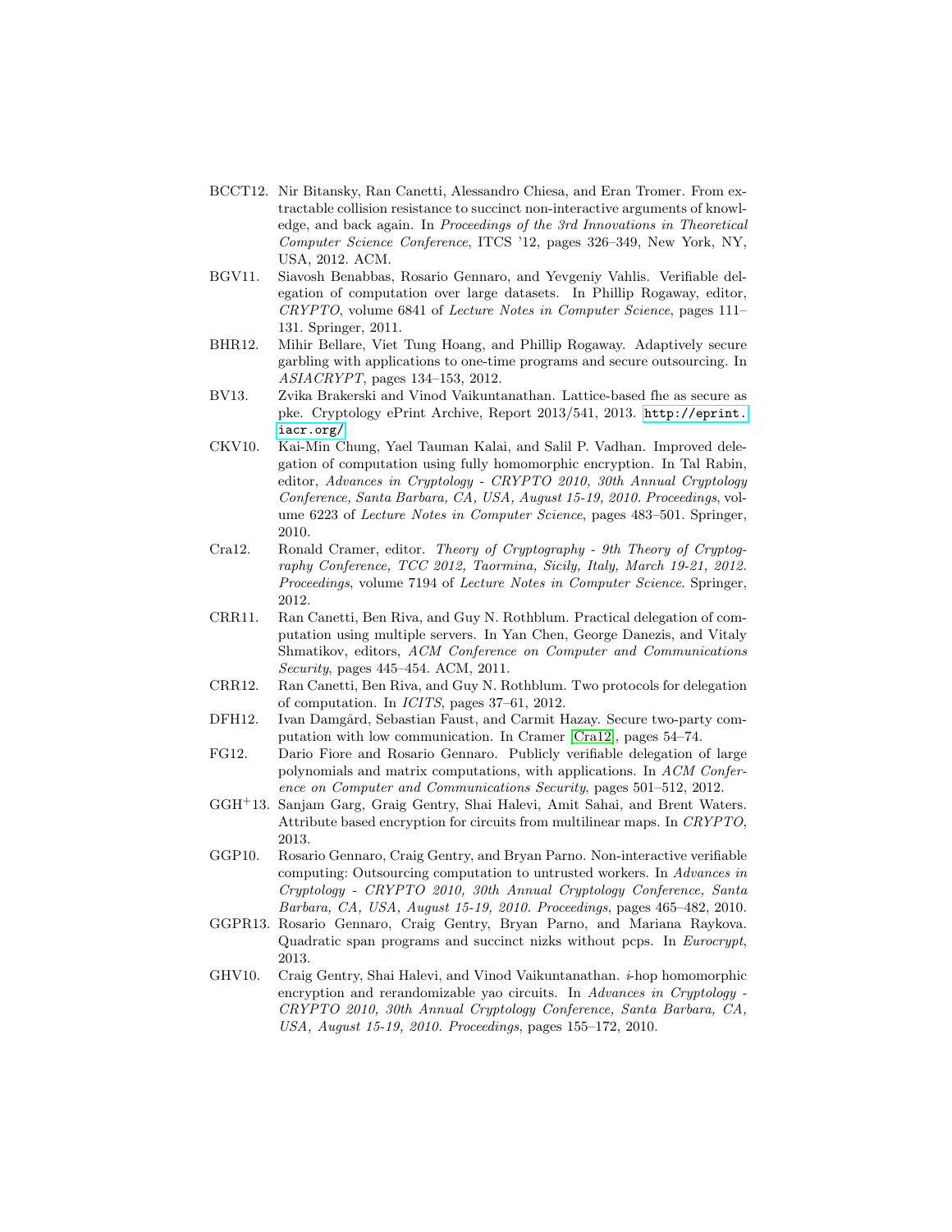- BCCT12. Nir Bitansky, Ran Canetti, Alessandro Chiesa, and Eran Tromer. From extractable collision resistance to succinct non-interactive arguments of knowledge, and back again. In *Proceedings of the 3rd Innovations in Theoretical Computer Science Conference*, ITCS '12, pages 326–349, New York, NY, USA, 2012. ACM.
- BGV11. Siavosh Benabbas, Rosario Gennaro, and Yevgeniy Vahlis. Verifiable delegation of computation over large datasets. In Phillip Rogaway, editor, *CRYPTO*, volume 6841 of *Lecture Notes in Computer Science*, pages 111–131. Springer, 2011.
- BHR12. Mihir Bellare, Viet Tung Hoang, and Phillip Rogaway. Adaptively secure garbling with applications to one-time programs and secure outsourcing. In *ASIACRYPT*, pages 134–153, 2012.
- BV13. Zvika Brakerski and Vinod Vaikuntanathan. Lattice-based fhe as secure as pke. Cryptology ePrint Archive, Report 2013/541, 2013. http://eprint.iacr.org/.
- CKV10. Kai-Min Chung, Yael Tauman Kalai, and Salil P. Vadhan. Improved delegation of computation using fully homomorphic encryption. In Tal Rabin, editor, *Advances in Cryptology - CRYPTO 2010, 30th Annual Cryptology Conference, Santa Barbara, CA, USA, August 15-19, 2010. Proceedings*, volume 6223 of *Lecture Notes in Computer Science*, pages 483–501. Springer, 2010.
- Cra12. Ronald Cramer, editor. *Theory of Cryptography - 9th Theory of Cryptography Conference, TCC 2012, Taormina, Sicily, Italy, March 19-21, 2012. Proceedings*, volume 7194 of *Lecture Notes in Computer Science*. Springer, 2012.
- CRR11. Ran Canetti, Ben Riva, and Guy N. Rothblum. Practical delegation of computation using multiple servers. In Yan Chen, George Danezis, and Vitaly Shmatikov, editors, *ACM Conference on Computer and Communications Security*, pages 445–454. ACM, 2011.
- CRR12. Ran Canetti, Ben Riva, and Guy N. Rothblum. Two protocols for delegation of computation. In *ICITS*, pages 37–61, 2012.
- DFH12. Ivan Damgård, Sebastian Faust, and Carmit Hazay. Secure two-party computation with low communication. In Cramer [Cra12], pages 54–74.
- FG12. Dario Fiore and Rosario Gennaro. Publicly verifiable delegation of large polynomials and matrix computations, with applications. In *ACM Conference on Computer and Communications Security*, pages 501–512, 2012.
- GGH[+]13. Sanjam Garg, Graig Gentry, Shai Halevi, Amit Sahai, and Brent Waters. Attribute based encryption for circuits from multilinear maps. In *CRYPTO*, 2013.
- GGP10. Rosario Gennaro, Craig Gentry, and Bryan Parno. Non-interactive verifiable computing: Outsourcing computation to untrusted workers. In *Advances in Cryptology - CRYPTO 2010, 30th Annual Cryptology Conference, Santa Barbara, CA, USA, August 15-19, 2010. Proceedings*, pages 465–482, 2010.
- GGPR13. Rosario Gennaro, Craig Gentry, Bryan Parno, and Mariana Raykova. Quadratic span programs and succinct nizks without pcps. In *Eurocrypt*, 2013.
- GHV10. Craig Gentry, Shai Halevi, and Vinod Vaikuntanathan. $i$-hop homomorphic encryption and rerandomizable yao circuits. In *Advances in Cryptology - CRYPTO 2010, 30th Annual Cryptology Conference, Santa Barbara, CA, USA, August 15-19, 2010. Proceedings*, pages 155–172, 2010.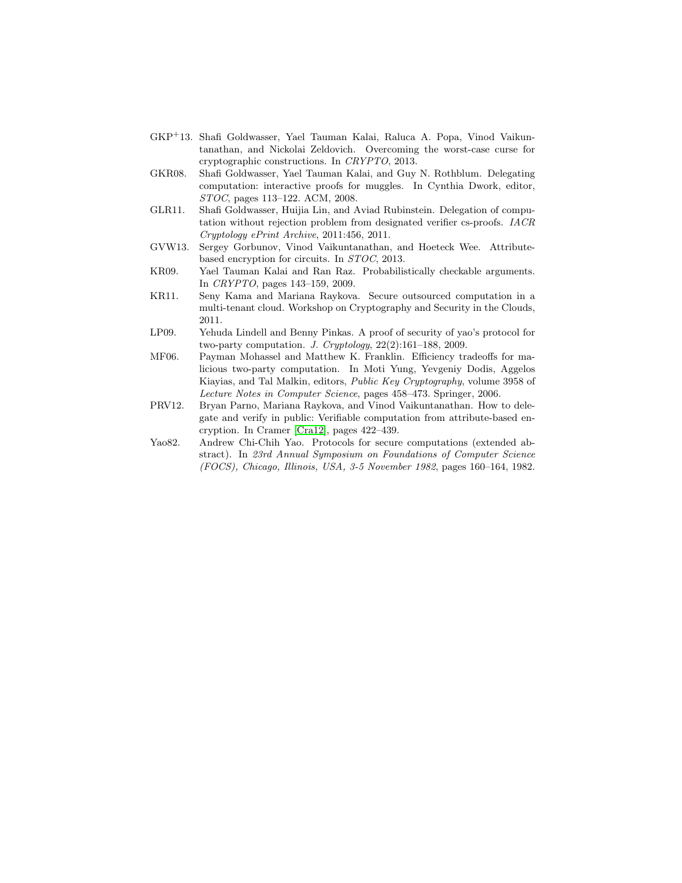GKP[+]13. Shafi Goldwasser, Yael Tauman Kalai, Raluca A. Popa, Vinod Vaikuntanathan, and Nickolai Zeldovich. Overcoming the worst-case curse for cryptographic constructions. In *CRYPTO*, 2013.

GKR08. Shafi Goldwasser, Yael Tauman Kalai, and Guy N. Rothblum. Delegating computation: interactive proofs for muggles. In Cynthia Dwork, editor, *STOC*, pages 113–122. ACM, 2008.

GLR11. Shafi Goldwasser, Huijia Lin, and Aviad Rubinstein. Delegation of computation without rejection problem from designated verifier cs-proofs. *IACR Cryptology ePrint Archive*, 2011:456, 2011.

GVW13. Sergey Gorbunov, Vinod Vaikuntanathan, and Hoeteck Wee. Attribute-based encryption for circuits. In *STOC*, 2013.

KR09. Yael Tauman Kalai and Ran Raz. Probabilistically checkable arguments. In *CRYPTO*, pages 143–159, 2009.

KR11. Seny Kama and Mariana Raykova. Secure outsourced computation in a multi-tenant cloud. Workshop on Cryptography and Security in the Clouds, 2011.

LP09. Yehuda Lindell and Benny Pinkas. A proof of security of yao's protocol for two-party computation. *J. Cryptology*, 22(2):161–188, 2009.

MF06. Payman Mohassel and Matthew K. Franklin. Efficiency tradeoffs for malicious two-party computation. In Moti Yung, Yevgeniy Dodis, Aggelos Kiayias, and Tal Malkin, editors, *Public Key Cryptography*, volume 3958 of *Lecture Notes in Computer Science*, pages 458–473. Springer, 2006.

PRV12. Bryan Parno, Mariana Raykova, and Vinod Vaikuntanathan. How to delegate and verify in public: Verifiable computation from attribute-based encryption. In Cramer [Cra12], pages 422–439.

Yao82. Andrew Chi-Chih Yao. Protocols for secure computations (extended abstract). In *23rd Annual Symposium on Foundations of Computer Science (FOCS), Chicago, Illinois, USA, 3-5 November 1982*, pages 160–164, 1982.